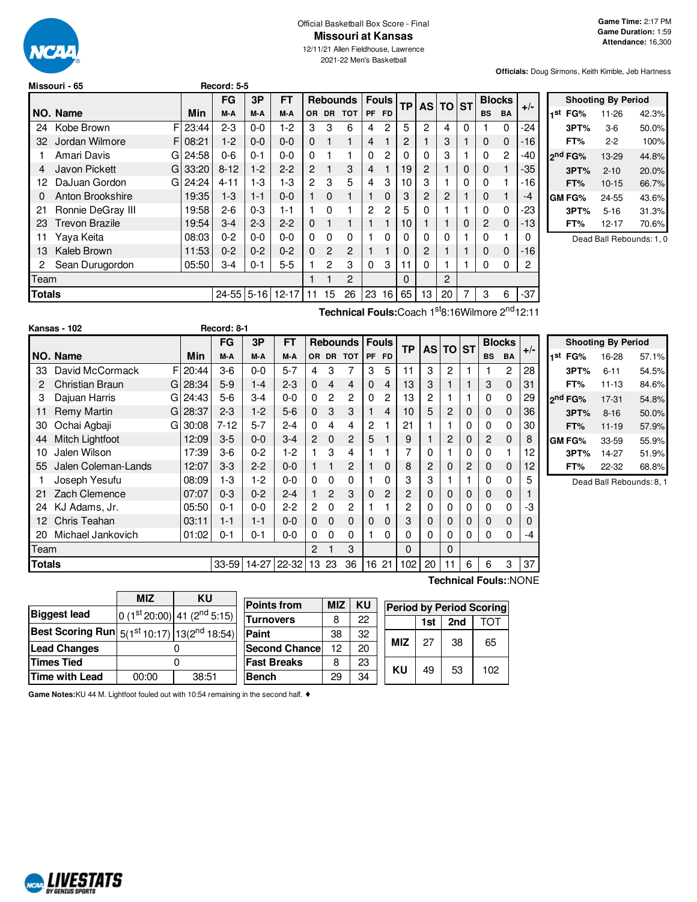Official Basketball Box Score - Final

# Missouri at Kansas

12/11/21 Allen Fieldhouse, Lawrence

2021-22 Men's Basketball

**Game Time:** 2:17 PM
**Game Duration:** 1:59
**Attendance:** 16,300

**Officials:** Doug Sirmons, Keith Kimble, Jeb Hartness

**Missouri - 65** Record: 5-5

| NO. | Name | | Min | FG M-A | 3P M-A | FT M-A | OR | DR | TOT | PF | FD | TP | AS | TO | ST | BS | BA | +/- |
|---|---|---|---|---|---|---|---|---|---|---|---|---|---|---|---|---|---|---|
| 24 | Kobe Brown | F | 23:44 | 2-3 | 0-0 | 1-2 | 3 | 3 | 6 | 4 | 2 | 5 | 2 | 4 | 0 | 1 | 0 | -24 |
| 32 | Jordan Wilmore | F | 08:21 | 1-2 | 0-0 | 0-0 | 0 | 1 | 1 | 4 | 1 | 2 | 1 | 3 | 1 | 0 | 0 | -16 |
| 1 | Amari Davis | G | 24:58 | 0-6 | 0-1 | 0-0 | 0 | 1 | 1 | 0 | 2 | 0 | 0 | 3 | 1 | 0 | 2 | -40 |
| 4 | Javon Pickett | G | 33:20 | 8-12 | 1-2 | 2-2 | 2 | 1 | 3 | 4 | 1 | 19 | 2 | 1 | 0 | 0 | 1 | -35 |
| 12 | DaJuan Gordon | G | 24:24 | 4-11 | 1-3 | 1-3 | 2 | 3 | 5 | 4 | 3 | 10 | 3 | 1 | 0 | 0 | 1 | -16 |
| 0 | Anton Brookshire | | 19:35 | 1-3 | 1-1 | 0-0 | 1 | 0 | 1 | 1 | 0 | 3 | 2 | 2 | 1 | 0 | 1 | -4 |
| 21 | Ronnie DeGray III | | 19:58 | 2-6 | 0-3 | 1-1 | 1 | 0 | 1 | 2 | 2 | 5 | 0 | 1 | 1 | 0 | 0 | -23 |
| 23 | Trevon Brazile | | 19:54 | 3-4 | 2-3 | 2-2 | 0 | 1 | 1 | 1 | 1 | 10 | 1 | 1 | 0 | 2 | 0 | -13 |
| 11 | Yaya Keita | | 08:03 | 0-2 | 0-0 | 0-0 | 0 | 0 | 0 | 1 | 0 | 0 | 0 | 0 | 1 | 0 | 1 | 0 |
| 13 | Kaleb Brown | | 11:53 | 0-2 | 0-2 | 0-2 | 0 | 2 | 2 | 1 | 1 | 0 | 2 | 1 | 1 | 0 | 0 | -16 |
| 2 | Sean Durugordon | | 05:50 | 3-4 | 0-1 | 5-5 | 1 | 2 | 3 | 0 | 3 | 11 | 0 | 1 | 1 | 0 | 0 | 2 |
| | Team | | | | | | 1 | 1 | 2 | | | 0 | | 2 | | | | |
| | **Totals** | | | 24-55 | 5-16 | 12-17 | 11 | 15 | 26 | 23 | 16 | 65 | 13 | 20 | 7 | 3 | 6 | -37 |

**Technical Fouls:** Coach 1st 8:16 Wilmore 2nd 12:11

| Shooting By Period | | |
|---|---|---|
| 1st FG% | 11-26 | 42.3% |
| 3PT% | 3-6 | 50.0% |
| FT% | 2-2 | 100% |
| 2nd FG% | 13-29 | 44.8% |
| 3PT% | 2-10 | 20.0% |
| FT% | 10-15 | 66.7% |
| GM FG% | 24-55 | 43.6% |
| 3PT% | 5-16 | 31.3% |
| FT% | 12-17 | 70.6% |

Dead Ball Rebounds: 1, 0

**Kansas - 102** Record: 8-1

| NO. | Name | | Min | FG M-A | 3P M-A | FT M-A | OR | DR | TOT | PF | FD | TP | AS | TO | ST | BS | BA | +/- |
|---|---|---|---|---|---|---|---|---|---|---|---|---|---|---|---|---|---|---|
| 33 | David McCormack | F | 20:44 | 3-6 | 0-0 | 5-7 | 4 | 3 | 7 | 3 | 5 | 11 | 3 | 2 | 1 | 1 | 2 | 28 |
| 2 | Christian Braun | G | 28:34 | 5-9 | 1-4 | 2-3 | 0 | 4 | 4 | 0 | 4 | 13 | 3 | 1 | 1 | 3 | 0 | 31 |
| 3 | Dajuan Harris | G | 24:43 | 5-6 | 3-4 | 0-0 | 0 | 2 | 2 | 0 | 2 | 13 | 2 | 1 | 1 | 0 | 0 | 29 |
| 11 | Remy Martin | G | 28:37 | 2-3 | 1-2 | 5-6 | 0 | 3 | 3 | 1 | 4 | 10 | 5 | 2 | 0 | 0 | 0 | 36 |
| 30 | Ochai Agbaji | G | 30:08 | 7-12 | 5-7 | 2-4 | 0 | 4 | 4 | 2 | 1 | 21 | 1 | 1 | 0 | 0 | 0 | 30 |
| 44 | Mitch Lightfoot | | 12:09 | 3-5 | 0-0 | 3-4 | 2 | 0 | 2 | 5 | 1 | 9 | 1 | 2 | 0 | 2 | 0 | 8 |
| 10 | Jalen Wilson | | 17:39 | 3-6 | 0-2 | 1-2 | 1 | 3 | 4 | 1 | 1 | 7 | 0 | 1 | 0 | 0 | 1 | 12 |
| 55 | Jalen Coleman-Lands | | 12:07 | 3-3 | 2-2 | 0-0 | 1 | 1 | 2 | 1 | 0 | 8 | 2 | 0 | 2 | 0 | 0 | 12 |
| 1 | Joseph Yesufu | | 08:09 | 1-3 | 1-2 | 0-0 | 0 | 0 | 0 | 1 | 0 | 3 | 3 | 1 | 1 | 0 | 0 | 5 |
| 21 | Zach Clemence | | 07:07 | 0-3 | 0-2 | 2-4 | 1 | 2 | 3 | 0 | 2 | 2 | 0 | 0 | 0 | 0 | 0 | 1 |
| 24 | KJ Adams, Jr. | | 05:50 | 0-1 | 0-0 | 2-2 | 2 | 0 | 2 | 1 | 1 | 2 | 0 | 0 | 0 | 0 | 0 | -3 |
| 12 | Chris Teahan | | 03:11 | 1-1 | 1-1 | 0-0 | 0 | 0 | 0 | 0 | 0 | 3 | 0 | 0 | 0 | 0 | 0 | 0 |
| 20 | Michael Jankovich | | 01:02 | 0-1 | 0-1 | 0-0 | 0 | 0 | 0 | 1 | 0 | 0 | 0 | 0 | 0 | 0 | 0 | -4 |
| | Team | | | | | | 2 | 1 | 3 | | | 0 | | 0 | | | | |
| | **Totals** | | | 33-59 | 14-27 | 22-32 | 13 | 23 | 36 | 16 | 21 | 102 | 20 | 11 | 6 | 6 | 3 | 37 |

**Technical Fouls:** :NONE

| Shooting By Period | | |
|---|---|---|
| 1st FG% | 16-28 | 57.1% |
| 3PT% | 6-11 | 54.5% |
| FT% | 11-13 | 84.6% |
| 2nd FG% | 17-31 | 54.8% |
| 3PT% | 8-16 | 50.0% |
| FT% | 11-19 | 57.9% |
| GM FG% | 33-59 | 55.9% |
| 3PT% | 14-27 | 51.9% |
| FT% | 22-32 | 68.8% |

Dead Ball Rebounds: 8, 1

| | MIZ | KU |
|---|---|---|
| Biggest lead | 0 (1st 20:00) | 41 (2nd 5:15) |
| Best Scoring Run | 5(1st 10:17) | 13(2nd 18:54) |
| Lead Changes | 0 | |
| Times Tied | 0 | |
| Time with Lead | 00:00 | 38:51 |

| Points from | MIZ | KU |
|---|---|---|
| Turnovers | 8 | 22 |
| Paint | 38 | 32 |
| Second Chance | 12 | 20 |
| Fast Breaks | 8 | 23 |
| Bench | 29 | 34 |

| Period by Period Scoring | 1st | 2nd | TOT |
|---|---|---|---|
| MIZ | 27 | 38 | 65 |
| KU | 49 | 53 | 102 |

**Game Notes:** KU 44 M. Lightfoot fouled out with 10:54 remaining in the second half. ♦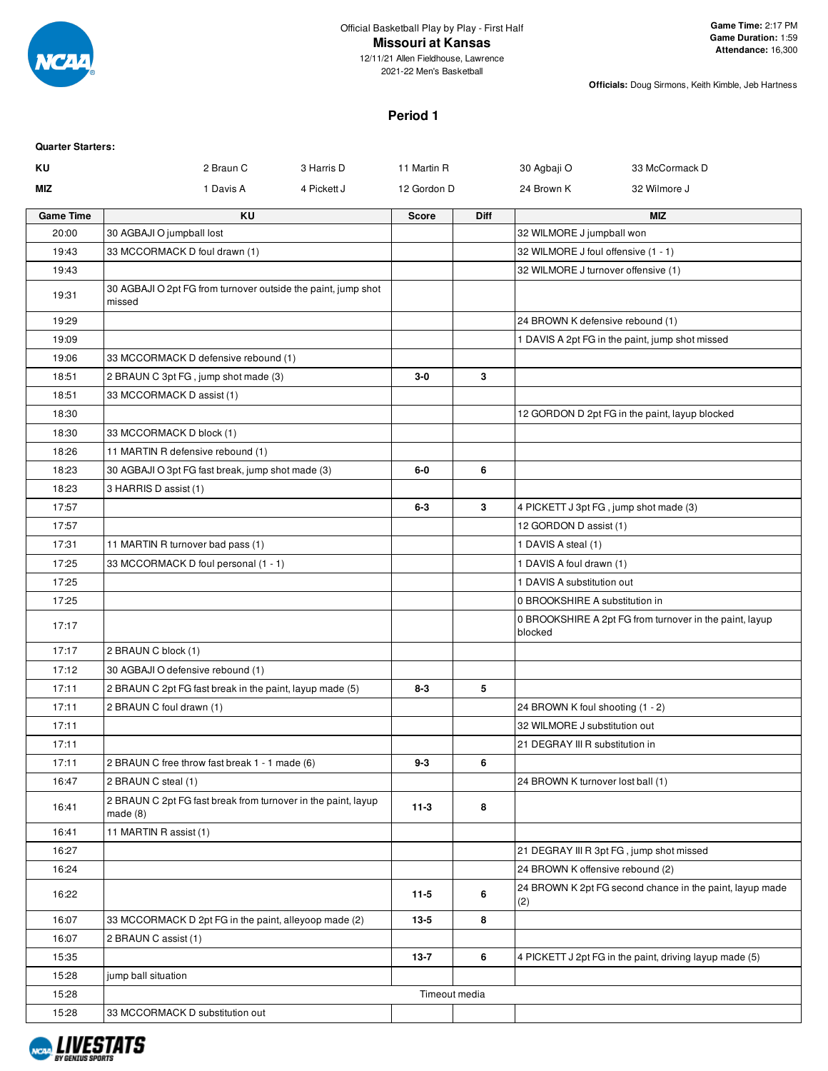Official Basketball Play by Play - First Half

# Missouri at Kansas

12/11/21 Allen Fieldhouse, Lawrence
2021-22 Men's Basketball

**Game Time:** 2:17 PM
**Game Duration:** 1:59
**Attendance:** 16,300

**Officials:** Doug Sirmons, Keith Kimble, Jeb Hartness

## Period 1

**Quarter Starters:**

| | | | | | |
|---|---|---|---|---|---|
| KU | 2 Braun C | 3 Harris D | 11 Martin R | 30 Agbaji O | 33 McCormack D |
| MIZ | 1 Davis A | 4 Pickett J | 12 Gordon D | 24 Brown K | 32 Wilmore J |

| Game Time | KU | Score | Diff | MIZ |
|---|---|---|---|---|
| 20:00 | 30 AGBAJI O jumpball lost | | | 32 WILMORE J jumpball won |
| 19:43 | 33 MCCORMACK D foul drawn (1) | | | 32 WILMORE J foul offensive (1 - 1) |
| 19:43 | | | | 32 WILMORE J turnover offensive (1) |
| 19:31 | 30 AGBAJI O 2pt FG from turnover outside the paint, jump shot missed | | | |
| 19:29 | | | | 24 BROWN K defensive rebound (1) |
| 19:09 | | | | 1 DAVIS A 2pt FG in the paint, jump shot missed |
| 19:06 | 33 MCCORMACK D defensive rebound (1) | | | |
| 18:51 | 2 BRAUN C 3pt FG , jump shot made (3) | 3-0 | 3 | |
| 18:51 | 33 MCCORMACK D assist (1) | | | |
| 18:30 | | | | 12 GORDON D 2pt FG in the paint, layup blocked |
| 18:30 | 33 MCCORMACK D block (1) | | | |
| 18:26 | 11 MARTIN R defensive rebound (1) | | | |
| 18:23 | 30 AGBAJI O 3pt FG fast break, jump shot made (3) | 6-0 | 6 | |
| 18:23 | 3 HARRIS D assist (1) | | | |
| 17:57 | | 6-3 | 3 | 4 PICKETT J 3pt FG , jump shot made (3) |
| 17:57 | | | | 12 GORDON D assist (1) |
| 17:31 | 11 MARTIN R turnover bad pass (1) | | | 1 DAVIS A steal (1) |
| 17:25 | 33 MCCORMACK D foul personal (1 - 1) | | | 1 DAVIS A foul drawn (1) |
| 17:25 | | | | 1 DAVIS A substitution out |
| 17:25 | | | | 0 BROOKSHIRE A substitution in |
| 17:17 | | | | 0 BROOKSHIRE A 2pt FG from turnover in the paint, layup blocked |
| 17:17 | 2 BRAUN C block (1) | | | |
| 17:12 | 30 AGBAJI O defensive rebound (1) | | | |
| 17:11 | 2 BRAUN C 2pt FG fast break in the paint, layup made (5) | 8-3 | 5 | |
| 17:11 | 2 BRAUN C foul drawn (1) | | | 24 BROWN K foul shooting (1 - 2) |
| 17:11 | | | | 32 WILMORE J substitution out |
| 17:11 | | | | 21 DEGRAY III R substitution in |
| 17:11 | 2 BRAUN C free throw fast break 1 - 1 made (6) | 9-3 | 6 | |
| 16:47 | 2 BRAUN C steal (1) | | | 24 BROWN K turnover lost ball (1) |
| 16:41 | 2 BRAUN C 2pt FG fast break from turnover in the paint, layup made (8) | 11-3 | 8 | |
| 16:41 | 11 MARTIN R assist (1) | | | |
| 16:27 | | | | 21 DEGRAY III R 3pt FG , jump shot missed |
| 16:24 | | | | 24 BROWN K offensive rebound (2) |
| 16:22 | | 11-5 | 6 | 24 BROWN K 2pt FG second chance in the paint, layup made (2) |
| 16:07 | 33 MCCORMACK D 2pt FG in the paint, alleyoop made (2) | 13-5 | 8 | |
| 16:07 | 2 BRAUN C assist (1) | | | |
| 15:35 | | 13-7 | 6 | 4 PICKETT J 2pt FG in the paint, driving layup made (5) |
| 15:28 | jump ball situation | | | |
| 15:28 | Timeout media | | | |
| 15:28 | 33 MCCORMACK D substitution out | | | |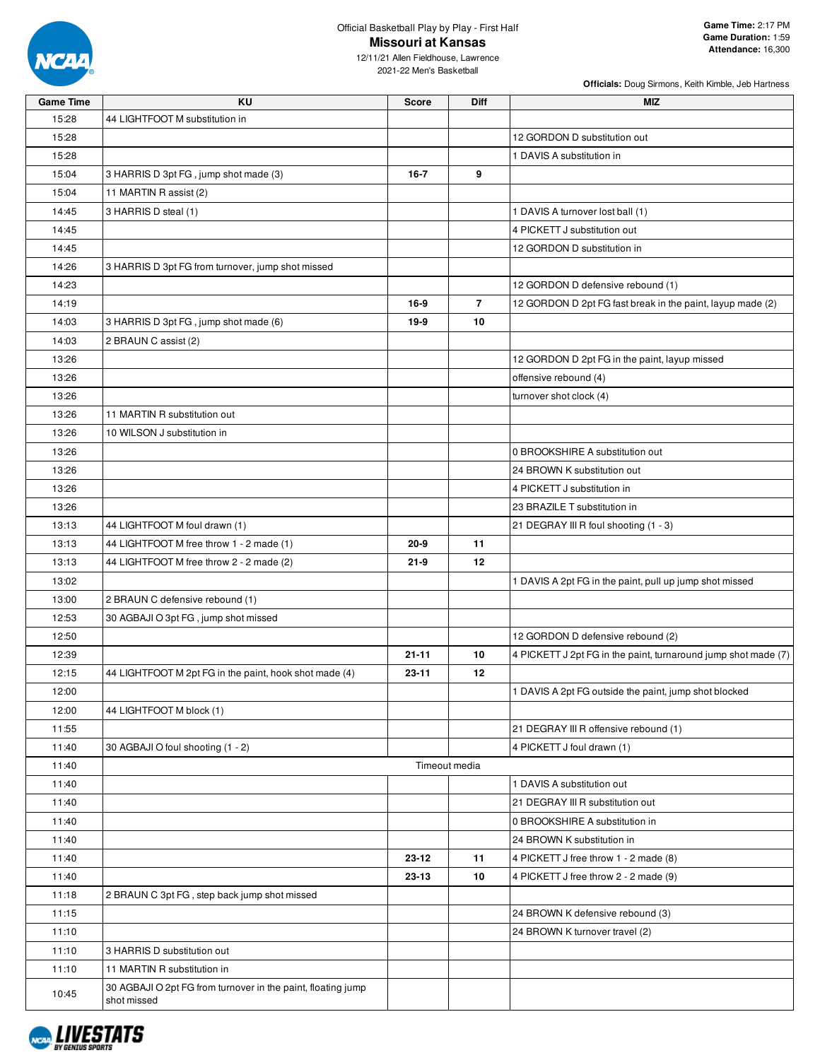Official Basketball Play by Play - First Half

**Missouri at Kansas**

12/11/21 Allen Fieldhouse, Lawrence

2021-22 Men's Basketball

**Game Time:** 2:17 PM
**Game Duration:** 1:59
**Attendance:** 16,300

**Officials:** Doug Sirmons, Keith Kimble, Jeb Hartness

| Game Time | KU | Score | Diff | MIZ |
|---|---|---|---|---|
| 15:28 | 44 LIGHTFOOT M substitution in | | | |
| 15:28 | | | | 12 GORDON D substitution out |
| 15:28 | | | | 1 DAVIS A substitution in |
| 15:04 | 3 HARRIS D 3pt FG , jump shot made (3) | **16-7** | **9** | |
| 15:04 | 11 MARTIN R assist (2) | | | |
| 14:45 | 3 HARRIS D steal (1) | | | 1 DAVIS A turnover lost ball (1) |
| 14:45 | | | | 4 PICKETT J substitution out |
| 14:45 | | | | 12 GORDON D substitution in |
| 14:26 | 3 HARRIS D 3pt FG from turnover, jump shot missed | | | |
| 14:23 | | | | 12 GORDON D defensive rebound (1) |
| 14:19 | | **16-9** | **7** | 12 GORDON D 2pt FG fast break in the paint, layup made (2) |
| 14:03 | 3 HARRIS D 3pt FG , jump shot made (6) | **19-9** | **10** | |
| 14:03 | 2 BRAUN C assist (2) | | | |
| 13:26 | | | | 12 GORDON D 2pt FG in the paint, layup missed |
| 13:26 | | | | offensive rebound (4) |
| 13:26 | | | | turnover shot clock (4) |
| 13:26 | 11 MARTIN R substitution out | | | |
| 13:26 | 10 WILSON J substitution in | | | |
| 13:26 | | | | 0 BROOKSHIRE A substitution out |
| 13:26 | | | | 24 BROWN K substitution out |
| 13:26 | | | | 4 PICKETT J substitution in |
| 13:26 | | | | 23 BRAZILE T substitution in |
| 13:13 | 44 LIGHTFOOT M foul drawn (1) | | | 21 DEGRAY III R foul shooting (1 - 3) |
| 13:13 | 44 LIGHTFOOT M free throw 1 - 2 made (1) | **20-9** | **11** | |
| 13:13 | 44 LIGHTFOOT M free throw 2 - 2 made (2) | **21-9** | **12** | |
| 13:02 | | | | 1 DAVIS A 2pt FG in the paint, pull up jump shot missed |
| 13:00 | 2 BRAUN C defensive rebound (1) | | | |
| 12:53 | 30 AGBAJI O 3pt FG , jump shot missed | | | |
| 12:50 | | | | 12 GORDON D defensive rebound (2) |
| 12:39 | | **21-11** | **10** | 4 PICKETT J 2pt FG in the paint, turnaround jump shot made (7) |
| 12:15 | 44 LIGHTFOOT M 2pt FG in the paint, hook shot made (4) | **23-11** | **12** | |
| 12:00 | | | | 1 DAVIS A 2pt FG outside the paint, jump shot blocked |
| 12:00 | 44 LIGHTFOOT M block (1) | | | |
| 11:55 | | | | 21 DEGRAY III R offensive rebound (1) |
| 11:40 | 30 AGBAJI O foul shooting (1 - 2) | | | 4 PICKETT J foul drawn (1) |
| 11:40 | Timeout media | | | |
| 11:40 | | | | 1 DAVIS A substitution out |
| 11:40 | | | | 21 DEGRAY III R substitution out |
| 11:40 | | | | 0 BROOKSHIRE A substitution in |
| 11:40 | | | | 24 BROWN K substitution in |
| 11:40 | | **23-12** | **11** | 4 PICKETT J free throw 1 - 2 made (8) |
| 11:40 | | **23-13** | **10** | 4 PICKETT J free throw 2 - 2 made (9) |
| 11:18 | 2 BRAUN C 3pt FG , step back jump shot missed | | | |
| 11:15 | | | | 24 BROWN K defensive rebound (3) |
| 11:10 | | | | 24 BROWN K turnover travel (2) |
| 11:10 | 3 HARRIS D substitution out | | | |
| 11:10 | 11 MARTIN R substitution in | | | |
| 10:45 | 30 AGBAJI O 2pt FG from turnover in the paint, floating jump shot missed | | | |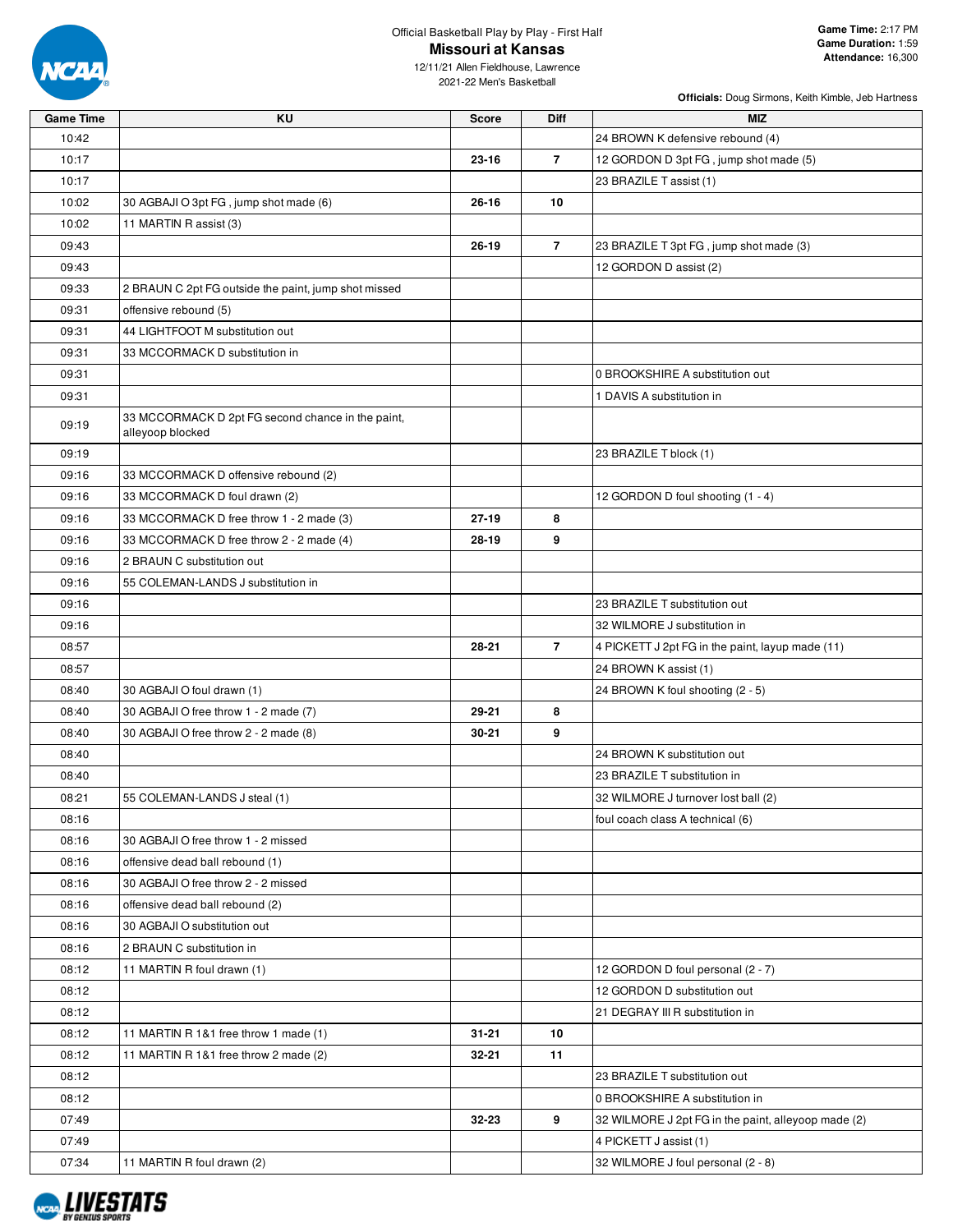Official Basketball Play by Play - First Half

# Missouri at Kansas

12/11/21 Allen Fieldhouse, Lawrence
2021-22 Men's Basketball

**Game Time:** 2:17 PM
**Game Duration:** 1:59
**Attendance:** 16,300

**Officials:** Doug Sirmons, Keith Kimble, Jeb Hartness

| Game Time | KU | Score | Diff | MIZ |
|---|---|---|---|---|
| 10:42 | | | | 24 BROWN K defensive rebound (4) |
| 10:17 | | 23-16 | 7 | 12 GORDON D 3pt FG , jump shot made (5) |
| 10:17 | | | | 23 BRAZILE T assist (1) |
| 10:02 | 30 AGBAJI O 3pt FG , jump shot made (6) | 26-16 | 10 | |
| 10:02 | 11 MARTIN R assist (3) | | | |
| 09:43 | | 26-19 | 7 | 23 BRAZILE T 3pt FG , jump shot made (3) |
| 09:43 | | | | 12 GORDON D assist (2) |
| 09:33 | 2 BRAUN C 2pt FG outside the paint, jump shot missed | | | |
| 09:31 | offensive rebound (5) | | | |
| 09:31 | 44 LIGHTFOOT M substitution out | | | |
| 09:31 | 33 MCCORMACK D substitution in | | | |
| 09:31 | | | | 0 BROOKSHIRE A substitution out |
| 09:31 | | | | 1 DAVIS A substitution in |
| 09:19 | 33 MCCORMACK D 2pt FG second chance in the paint, alleyoop blocked | | | |
| 09:19 | | | | 23 BRAZILE T block (1) |
| 09:16 | 33 MCCORMACK D offensive rebound (2) | | | |
| 09:16 | 33 MCCORMACK D foul drawn (2) | | | 12 GORDON D foul shooting (1 - 4) |
| 09:16 | 33 MCCORMACK D free throw 1 - 2 made (3) | 27-19 | 8 | |
| 09:16 | 33 MCCORMACK D free throw 2 - 2 made (4) | 28-19 | 9 | |
| 09:16 | 2 BRAUN C substitution out | | | |
| 09:16 | 55 COLEMAN-LANDS J substitution in | | | |
| 09:16 | | | | 23 BRAZILE T substitution out |
| 09:16 | | | | 32 WILMORE J substitution in |
| 08:57 | | 28-21 | 7 | 4 PICKETT J 2pt FG in the paint, layup made (11) |
| 08:57 | | | | 24 BROWN K assist (1) |
| 08:40 | 30 AGBAJI O foul drawn (1) | | | 24 BROWN K foul shooting (2 - 5) |
| 08:40 | 30 AGBAJI O free throw 1 - 2 made (7) | 29-21 | 8 | |
| 08:40 | 30 AGBAJI O free throw 2 - 2 made (8) | 30-21 | 9 | |
| 08:40 | | | | 24 BROWN K substitution out |
| 08:40 | | | | 23 BRAZILE T substitution in |
| 08:21 | 55 COLEMAN-LANDS J steal (1) | | | 32 WILMORE J turnover lost ball (2) |
| 08:16 | | | | foul coach class A technical (6) |
| 08:16 | 30 AGBAJI O free throw 1 - 2 missed | | | |
| 08:16 | offensive dead ball rebound (1) | | | |
| 08:16 | 30 AGBAJI O free throw 2 - 2 missed | | | |
| 08:16 | offensive dead ball rebound (2) | | | |
| 08:16 | 30 AGBAJI O substitution out | | | |
| 08:16 | 2 BRAUN C substitution in | | | |
| 08:12 | 11 MARTIN R foul drawn (1) | | | 12 GORDON D foul personal (2 - 7) |
| 08:12 | | | | 12 GORDON D substitution out |
| 08:12 | | | | 21 DEGRAY III R substitution in |
| 08:12 | 11 MARTIN R 1&1 free throw 1 made (1) | 31-21 | 10 | |
| 08:12 | 11 MARTIN R 1&1 free throw 2 made (2) | 32-21 | 11 | |
| 08:12 | | | | 23 BRAZILE T substitution out |
| 08:12 | | | | 0 BROOKSHIRE A substitution in |
| 07:49 | | 32-23 | 9 | 32 WILMORE J 2pt FG in the paint, alleyoop made (2) |
| 07:49 | | | | 4 PICKETT J assist (1) |
| 07:34 | 11 MARTIN R foul drawn (2) | | | 32 WILMORE J foul personal (2 - 8) |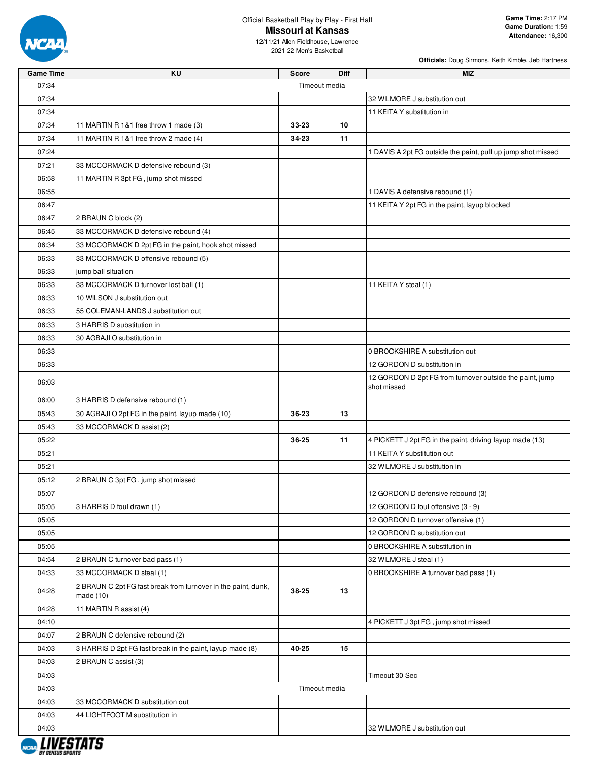Official Basketball Play by Play - First Half

# Missouri at Kansas

12/11/21 Allen Fieldhouse, Lawrence
2021-22 Men's Basketball

**Game Time:** 2:17 PM
**Game Duration:** 1:59
**Attendance:** 16,300

**Officials:** Doug Sirmons, Keith Kimble, Jeb Hartness

| Game Time | KU | Score | Diff | MIZ |
|---|---|---|---|---|
| 07:34 | Timeout media | | | |
| 07:34 | | | | 32 WILMORE J substitution out |
| 07:34 | | | | 11 KEITA Y substitution in |
| 07:34 | 11 MARTIN R 1&1 free throw 1 made (3) | 33-23 | 10 | |
| 07:34 | 11 MARTIN R 1&1 free throw 2 made (4) | 34-23 | 11 | |
| 07:24 | | | | 1 DAVIS A 2pt FG outside the paint, pull up jump shot missed |
| 07:21 | 33 MCCORMACK D defensive rebound (3) | | | |
| 06:58 | 11 MARTIN R 3pt FG , jump shot missed | | | |
| 06:55 | | | | 1 DAVIS A defensive rebound (1) |
| 06:47 | | | | 11 KEITA Y 2pt FG in the paint, layup blocked |
| 06:47 | 2 BRAUN C block (2) | | | |
| 06:45 | 33 MCCORMACK D defensive rebound (4) | | | |
| 06:34 | 33 MCCORMACK D 2pt FG in the paint, hook shot missed | | | |
| 06:33 | 33 MCCORMACK D offensive rebound (5) | | | |
| 06:33 | jump ball situation | | | |
| 06:33 | 33 MCCORMACK D turnover lost ball (1) | | | 11 KEITA Y steal (1) |
| 06:33 | 10 WILSON J substitution out | | | |
| 06:33 | 55 COLEMAN-LANDS J substitution out | | | |
| 06:33 | 3 HARRIS D substitution in | | | |
| 06:33 | 30 AGBAJI O substitution in | | | |
| 06:33 | | | | 0 BROOKSHIRE A substitution out |
| 06:33 | | | | 12 GORDON D substitution in |
| 06:03 | | | | 12 GORDON D 2pt FG from turnover outside the paint, jump shot missed |
| 06:00 | 3 HARRIS D defensive rebound (1) | | | |
| 05:43 | 30 AGBAJI O 2pt FG in the paint, layup made (10) | 36-23 | 13 | |
| 05:43 | 33 MCCORMACK D assist (2) | | | |
| 05:22 | | 36-25 | 11 | 4 PICKETT J 2pt FG in the paint, driving layup made (13) |
| 05:21 | | | | 11 KEITA Y substitution out |
| 05:21 | | | | 32 WILMORE J substitution in |
| 05:12 | 2 BRAUN C 3pt FG , jump shot missed | | | |
| 05:07 | | | | 12 GORDON D defensive rebound (3) |
| 05:05 | 3 HARRIS D foul drawn (1) | | | 12 GORDON D foul offensive (3 - 9) |
| 05:05 | | | | 12 GORDON D turnover offensive (1) |
| 05:05 | | | | 12 GORDON D substitution out |
| 05:05 | | | | 0 BROOKSHIRE A substitution in |
| 04:54 | 2 BRAUN C turnover bad pass (1) | | | 32 WILMORE J steal (1) |
| 04:33 | 33 MCCORMACK D steal (1) | | | 0 BROOKSHIRE A turnover bad pass (1) |
| 04:28 | 2 BRAUN C 2pt FG fast break from turnover in the paint, dunk, made (10) | 38-25 | 13 | |
| 04:28 | 11 MARTIN R assist (4) | | | |
| 04:10 | | | | 4 PICKETT J 3pt FG , jump shot missed |
| 04:07 | 2 BRAUN C defensive rebound (2) | | | |
| 04:03 | 3 HARRIS D 2pt FG fast break in the paint, layup made (8) | 40-25 | 15 | |
| 04:03 | 2 BRAUN C assist (3) | | | |
| 04:03 | | | | Timeout 30 Sec |
| 04:03 | Timeout media | | | |
| 04:03 | 33 MCCORMACK D substitution out | | | |
| 04:03 | 44 LIGHTFOOT M substitution in | | | |
| 04:03 | | | | 32 WILMORE J substitution out |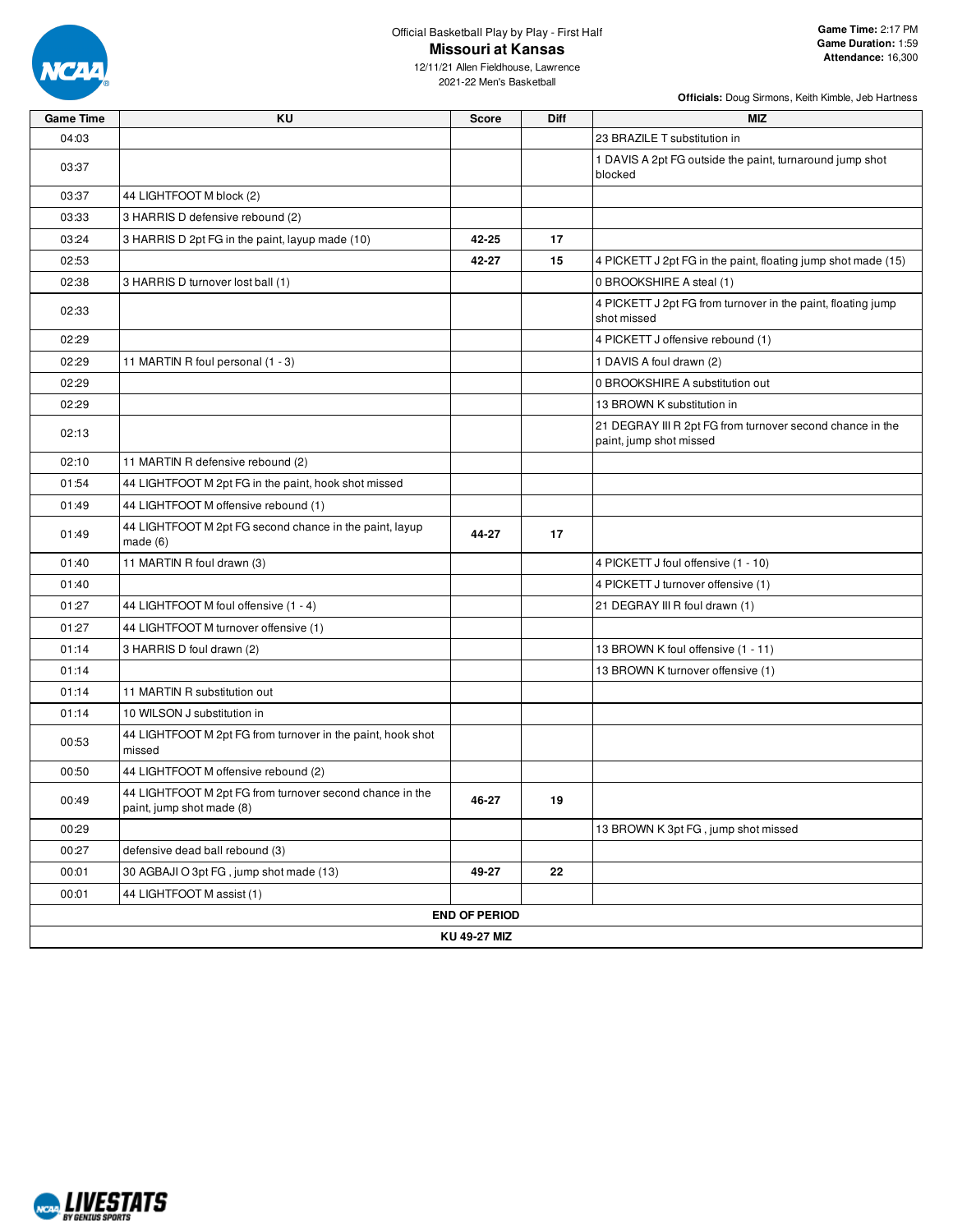Official Basketball Play by Play - First Half

# Missouri at Kansas

12/11/21 Allen Fieldhouse, Lawrence
2021-22 Men's Basketball

**Game Time:** 2:17 PM
**Game Duration:** 1:59
**Attendance:** 16,300

**Officials:** Doug Sirmons, Keith Kimble, Jeb Hartness

| Game Time | KU | Score | Diff | MIZ |
|---|---|---|---|---|
| 04:03 | | | | 23 BRAZILE T substitution in |
| 03:37 | | | | 1 DAVIS A 2pt FG outside the paint, turnaround jump shot blocked |
| 03:37 | 44 LIGHTFOOT M block (2) | | | |
| 03:33 | 3 HARRIS D defensive rebound (2) | | | |
| 03:24 | 3 HARRIS D 2pt FG in the paint, layup made (10) | 42-25 | 17 | |
| 02:53 | | 42-27 | 15 | 4 PICKETT J 2pt FG in the paint, floating jump shot made (15) |
| 02:38 | 3 HARRIS D turnover lost ball (1) | | | 0 BROOKSHIRE A steal (1) |
| 02:33 | | | | 4 PICKETT J 2pt FG from turnover in the paint, floating jump shot missed |
| 02:29 | | | | 4 PICKETT J offensive rebound (1) |
| 02:29 | 11 MARTIN R foul personal (1 - 3) | | | 1 DAVIS A foul drawn (2) |
| 02:29 | | | | 0 BROOKSHIRE A substitution out |
| 02:29 | | | | 13 BROWN K substitution in |
| 02:13 | | | | 21 DEGRAY III R 2pt FG from turnover second chance in the paint, jump shot missed |
| 02:10 | 11 MARTIN R defensive rebound (2) | | | |
| 01:54 | 44 LIGHTFOOT M 2pt FG in the paint, hook shot missed | | | |
| 01:49 | 44 LIGHTFOOT M offensive rebound (1) | | | |
| 01:49 | 44 LIGHTFOOT M 2pt FG second chance in the paint, layup made (6) | 44-27 | 17 | |
| 01:40 | 11 MARTIN R foul drawn (3) | | | 4 PICKETT J foul offensive (1 - 10) |
| 01:40 | | | | 4 PICKETT J turnover offensive (1) |
| 01:27 | 44 LIGHTFOOT M foul offensive (1 - 4) | | | 21 DEGRAY III R foul drawn (1) |
| 01:27 | 44 LIGHTFOOT M turnover offensive (1) | | | |
| 01:14 | 3 HARRIS D foul drawn (2) | | | 13 BROWN K foul offensive (1 - 11) |
| 01:14 | | | | 13 BROWN K turnover offensive (1) |
| 01:14 | 11 MARTIN R substitution out | | | |
| 01:14 | 10 WILSON J substitution in | | | |
| 00:53 | 44 LIGHTFOOT M 2pt FG from turnover in the paint, hook shot missed | | | |
| 00:50 | 44 LIGHTFOOT M offensive rebound (2) | | | |
| 00:49 | 44 LIGHTFOOT M 2pt FG from turnover second chance in the paint, jump shot made (8) | 46-27 | 19 | |
| 00:29 | | | | 13 BROWN K 3pt FG , jump shot missed |
| 00:27 | defensive dead ball rebound (3) | | | |
| 00:01 | 30 AGBAJI O 3pt FG , jump shot made (13) | 49-27 | 22 | |
| 00:01 | 44 LIGHTFOOT M assist (1) | | | |
| | **END OF PERIOD** | | | |
| | **KU 49-27 MIZ** | | | |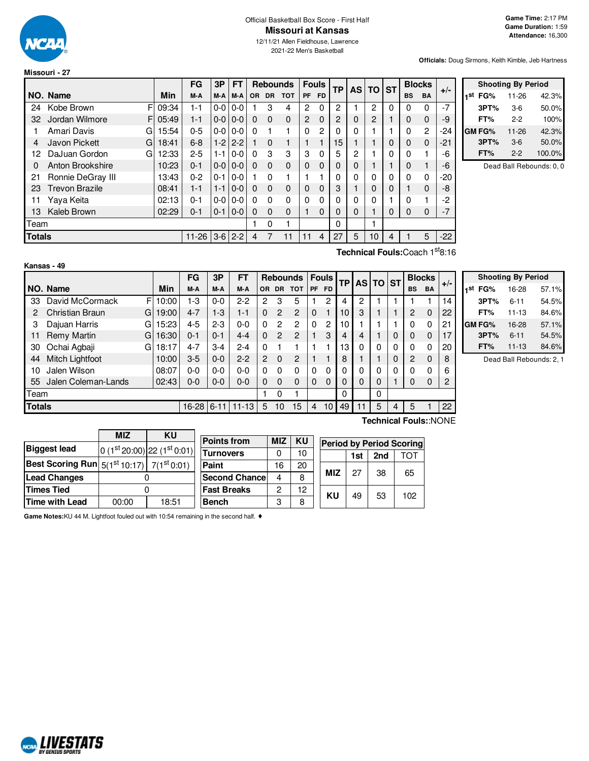Official Basketball Box Score - First Half

# Missouri at Kansas

12/11/21 Allen Fieldhouse, Lawrence
2021-22 Men's Basketball

**Game Time:** 2:17 PM
**Game Duration:** 1:59
**Attendance:** 16,300

**Officials:** Doug Sirmons, Keith Kimble, Jeb Hartness

## Missouri - 27

| NO. | Name | | Min | FG M-A | 3P M-A | FT M-A | OR | DR | TOT | PF | FD | TP | AS | TO | ST | BS | BA | +/- |
|---|---|---|---|---|---|---|---|---|---|---|---|---|---|---|---|---|---|---|
| 24 | Kobe Brown | F | 09:34 | 1-1 | 0-0 | 0-0 | 1 | 3 | 4 | 2 | 0 | 2 | 1 | 2 | 0 | 0 | 0 | -7 |
| 32 | Jordan Wilmore | F | 05:49 | 1-1 | 0-0 | 0-0 | 0 | 0 | 0 | 2 | 0 | 2 | 0 | 2 | 1 | 0 | 0 | -9 |
| 1 | Amari Davis | G | 15:54 | 0-5 | 0-0 | 0-0 | 0 | 1 | 1 | 0 | 2 | 0 | 0 | 1 | 1 | 0 | 2 | -24 |
| 4 | Javon Pickett | G | 18:41 | 6-8 | 1-2 | 2-2 | 1 | 0 | 1 | 1 | 1 | 15 | 1 | 1 | 0 | 0 | 0 | -21 |
| 12 | DaJuan Gordon | G | 12:33 | 2-5 | 1-1 | 0-0 | 0 | 3 | 3 | 3 | 0 | 5 | 2 | 1 | 0 | 0 | 1 | -6 |
| 0 | Anton Brookshire | | 10:23 | 0-1 | 0-0 | 0-0 | 0 | 0 | 0 | 0 | 0 | 0 | 0 | 1 | 1 | 0 | 1 | -6 |
| 21 | Ronnie DeGray III | | 13:43 | 0-2 | 0-1 | 0-0 | 1 | 0 | 1 | 1 | 1 | 0 | 0 | 0 | 0 | 0 | 0 | -20 |
| 23 | Trevon Brazile | | 08:41 | 1-1 | 1-1 | 0-0 | 0 | 0 | 0 | 0 | 0 | 3 | 1 | 0 | 0 | 1 | 0 | -8 |
| 11 | Yaya Keita | | 02:13 | 0-1 | 0-0 | 0-0 | 0 | 0 | 0 | 0 | 0 | 0 | 0 | 0 | 1 | 0 | 1 | -2 |
| 13 | Kaleb Brown | | 02:29 | 0-1 | 0-1 | 0-0 | 0 | 0 | 0 | 1 | 0 | 0 | 0 | 1 | 0 | 0 | 0 | -7 |
| | Team | | | | | | 1 | 0 | 1 | | | 0 | | 1 | | | | |
| | **Totals** | | | 11-26 | 3-6 | 2-2 | 4 | 7 | 11 | 11 | 4 | 27 | 5 | 10 | 4 | 1 | 5 | -22 |

**Technical Fouls:** Coach 1st 8:16

| Shooting By Period | | | |
|---|---|---|---|
| 1st | FG% | 11-26 | 42.3% |
| | 3PT% | 3-6 | 50.0% |
| | FT% | 2-2 | 100% |
| GM | FG% | 11-26 | 42.3% |
| | 3PT% | 3-6 | 50.0% |
| | FT% | 2-2 | 100.0% |

Dead Ball Rebounds: 0, 0

## Kansas - 49

| NO. | Name | | Min | FG M-A | 3P M-A | FT M-A | OR | DR | TOT | PF | FD | TP | AS | TO | ST | BS | BA | +/- |
|---|---|---|---|---|---|---|---|---|---|---|---|---|---|---|---|---|---|---|
| 33 | David McCormack | F | 10:00 | 1-3 | 0-0 | 2-2 | 2 | 3 | 5 | 1 | 2 | 4 | 2 | 1 | 1 | 1 | 1 | 14 |
| 2 | Christian Braun | G | 19:00 | 4-7 | 1-3 | 1-1 | 0 | 2 | 2 | 0 | 1 | 10 | 3 | 1 | 1 | 2 | 0 | 22 |
| 3 | Dajuan Harris | G | 15:23 | 4-5 | 2-3 | 0-0 | 0 | 2 | 2 | 0 | 2 | 10 | 1 | 1 | 1 | 0 | 0 | 21 |
| 11 | Remy Martin | G | 16:30 | 0-1 | 0-1 | 4-4 | 0 | 2 | 2 | 1 | 3 | 4 | 4 | 1 | 0 | 0 | 0 | 17 |
| 30 | Ochai Agbaji | G | 18:17 | 4-7 | 3-4 | 2-4 | 0 | 1 | 1 | 1 | 1 | 13 | 0 | 0 | 0 | 0 | 0 | 20 |
| 44 | Mitch Lightfoot | | 10:00 | 3-5 | 0-0 | 2-2 | 2 | 0 | 2 | 1 | 1 | 8 | 1 | 1 | 0 | 2 | 0 | 8 |
| 10 | Jalen Wilson | | 08:07 | 0-0 | 0-0 | 0-0 | 0 | 0 | 0 | 0 | 0 | 0 | 0 | 0 | 0 | 0 | 0 | 6 |
| 55 | Jalen Coleman-Lands | | 02:43 | 0-0 | 0-0 | 0-0 | 0 | 0 | 0 | 0 | 0 | 0 | 0 | 0 | 1 | 0 | 0 | 2 |
| | Team | | | | | | 1 | 0 | 1 | | | 0 | | 0 | | | | |
| | **Totals** | | | 16-28 | 6-11 | 11-13 | 5 | 10 | 15 | 4 | 10 | 49 | 11 | 5 | 4 | 5 | 1 | 22 |

**Technical Fouls:** :NONE

| Shooting By Period | | | |
|---|---|---|---|
| 1st | FG% | 16-28 | 57.1% |
| | 3PT% | 6-11 | 54.5% |
| | FT% | 11-13 | 84.6% |
| GM | FG% | 16-28 | 57.1% |
| | 3PT% | 6-11 | 54.5% |
| | FT% | 11-13 | 84.6% |

Dead Ball Rebounds: 2, 1

| | MIZ | KU |
|---|---|---|
| **Biggest lead** | 0 (1st 20:00) | 22 (1st 0:01) |
| **Best Scoring Run** | 5(1st 10:17) | 7(1st 0:01) |
| **Lead Changes** | 0 | |
| **Times Tied** | 0 | |
| **Time with Lead** | 00:00 | 18:51 |

| Points from | MIZ | KU |
|---|---|---|
| Turnovers | 0 | 10 |
| Paint | 16 | 20 |
| Second Chance | 4 | 8 |
| Fast Breaks | 2 | 12 |
| Bench | 3 | 8 |

| Period by Period Scoring | 1st | 2nd | TOT |
|---|---|---|---|
| MIZ | 27 | 38 | 65 |
| KU | 49 | 53 | 102 |

**Game Notes:** KU 44 M. Lightfoot fouled out with 10:54 remaining in the second half. ♦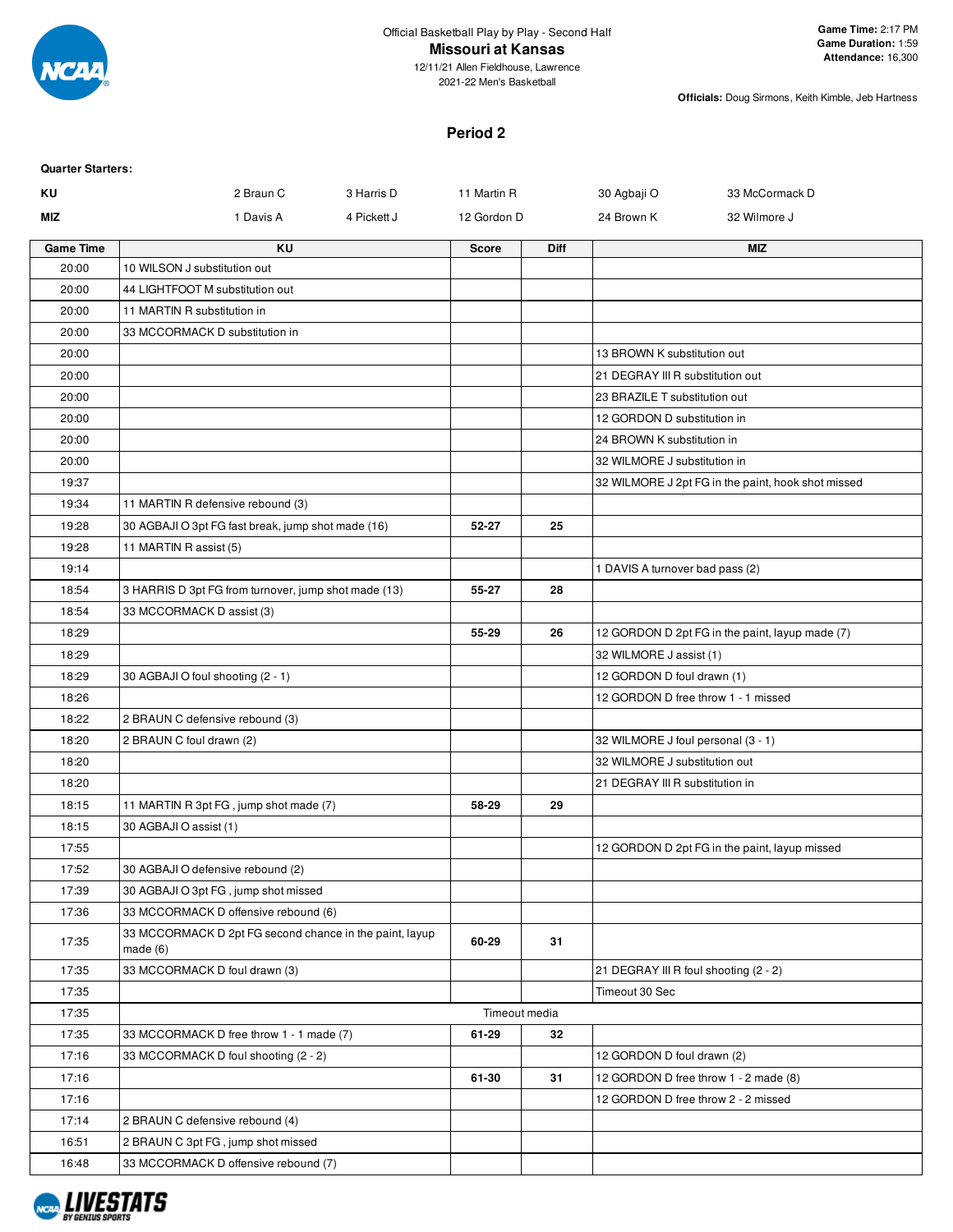Official Basketball Play by Play - Second Half

# Missouri at Kansas

12/11/21 Allen Fieldhouse, Lawrence
2021-22 Men's Basketball

**Game Time:** 2:17 PM
**Game Duration:** 1:59
**Attendance:** 16,300

**Officials:** Doug Sirmons, Keith Kimble, Jeb Hartness

## Period 2

**Quarter Starters:**

| | | | | | |
|---|---|---|---|---|---|
| **KU** | 2 Braun C | 3 Harris D | 11 Martin R | 30 Agbaji O | 33 McCormack D |
| **MIZ** | 1 Davis A | 4 Pickett J | 12 Gordon D | 24 Brown K | 32 Wilmore J |

| Game Time | KU | Score | Diff | MIZ |
|---|---|---|---|---|
| 20:00 | 10 WILSON J substitution out | | | |
| 20:00 | 44 LIGHTFOOT M substitution out | | | |
| 20:00 | 11 MARTIN R substitution in | | | |
| 20:00 | 33 MCCORMACK D substitution in | | | |
| 20:00 | | | | 13 BROWN K substitution out |
| 20:00 | | | | 21 DEGRAY III R substitution out |
| 20:00 | | | | 23 BRAZILE T substitution out |
| 20:00 | | | | 12 GORDON D substitution in |
| 20:00 | | | | 24 BROWN K substitution in |
| 20:00 | | | | 32 WILMORE J substitution in |
| 19:37 | | | | 32 WILMORE J 2pt FG in the paint, hook shot missed |
| 19:34 | 11 MARTIN R defensive rebound (3) | | | |
| 19:28 | 30 AGBAJI O 3pt FG fast break, jump shot made (16) | 52-27 | 25 | |
| 19:28 | 11 MARTIN R assist (5) | | | |
| 19:14 | | | | 1 DAVIS A turnover bad pass (2) |
| 18:54 | 3 HARRIS D 3pt FG from turnover, jump shot made (13) | 55-27 | 28 | |
| 18:54 | 33 MCCORMACK D assist (3) | | | |
| 18:29 | | 55-29 | 26 | 12 GORDON D 2pt FG in the paint, layup made (7) |
| 18:29 | | | | 32 WILMORE J assist (1) |
| 18:29 | 30 AGBAJI O foul shooting (2 - 1) | | | 12 GORDON D foul drawn (1) |
| 18:26 | | | | 12 GORDON D free throw 1 - 1 missed |
| 18:22 | 2 BRAUN C defensive rebound (3) | | | |
| 18:20 | 2 BRAUN C foul drawn (2) | | | 32 WILMORE J foul personal (3 - 1) |
| 18:20 | | | | 32 WILMORE J substitution out |
| 18:20 | | | | 21 DEGRAY III R substitution in |
| 18:15 | 11 MARTIN R 3pt FG , jump shot made (7) | 58-29 | 29 | |
| 18:15 | 30 AGBAJI O assist (1) | | | |
| 17:55 | | | | 12 GORDON D 2pt FG in the paint, layup missed |
| 17:52 | 30 AGBAJI O defensive rebound (2) | | | |
| 17:39 | 30 AGBAJI O 3pt FG , jump shot missed | | | |
| 17:36 | 33 MCCORMACK D offensive rebound (6) | | | |
| 17:35 | 33 MCCORMACK D 2pt FG second chance in the paint, layup made (6) | 60-29 | 31 | |
| 17:35 | 33 MCCORMACK D foul drawn (3) | | | 21 DEGRAY III R foul shooting (2 - 2) |
| 17:35 | | | | Timeout 30 Sec |
| 17:35 | Timeout media | | | |
| 17:35 | 33 MCCORMACK D free throw 1 - 1 made (7) | 61-29 | 32 | |
| 17:16 | 33 MCCORMACK D foul shooting (2 - 2) | | | 12 GORDON D foul drawn (2) |
| 17:16 | | 61-30 | 31 | 12 GORDON D free throw 1 - 2 made (8) |
| 17:16 | | | | 12 GORDON D free throw 2 - 2 missed |
| 17:14 | 2 BRAUN C defensive rebound (4) | | | |
| 16:51 | 2 BRAUN C 3pt FG , jump shot missed | | | |
| 16:48 | 33 MCCORMACK D offensive rebound (7) | | | |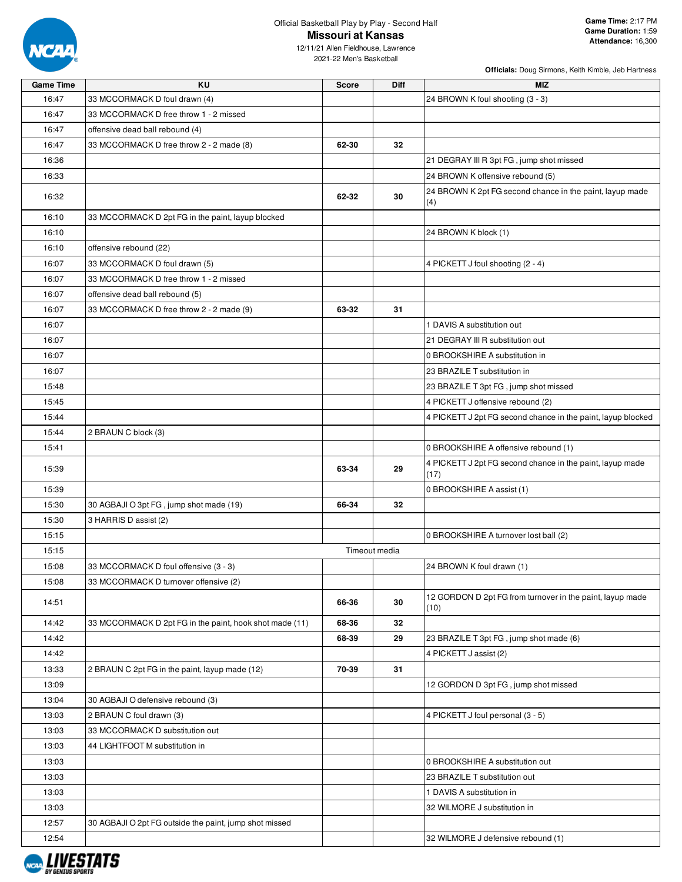Official Basketball Play by Play - Second Half

# Missouri at Kansas

12/11/21 Allen Fieldhouse, Lawrence
2021-22 Men's Basketball

**Game Time:** 2:17 PM
**Game Duration:** 1:59
**Attendance:** 16,300

**Officials:** Doug Sirmons, Keith Kimble, Jeb Hartness

| Game Time | KU | Score | Diff | MIZ |
|---|---|---|---|---|
| 16:47 | 33 MCCORMACK D foul drawn (4) | | | 24 BROWN K foul shooting (3 - 3) |
| 16:47 | 33 MCCORMACK D free throw 1 - 2 missed | | | |
| 16:47 | offensive dead ball rebound (4) | | | |
| 16:47 | 33 MCCORMACK D free throw 2 - 2 made (8) | 62-30 | 32 | |
| 16:36 | | | | 21 DEGRAY III R 3pt FG , jump shot missed |
| 16:33 | | | | 24 BROWN K offensive rebound (5) |
| 16:32 | | 62-32 | 30 | 24 BROWN K 2pt FG second chance in the paint, layup made (4) |
| 16:10 | 33 MCCORMACK D 2pt FG in the paint, layup blocked | | | |
| 16:10 | | | | 24 BROWN K block (1) |
| 16:10 | offensive rebound (22) | | | |
| 16:07 | 33 MCCORMACK D foul drawn (5) | | | 4 PICKETT J foul shooting (2 - 4) |
| 16:07 | 33 MCCORMACK D free throw 1 - 2 missed | | | |
| 16:07 | offensive dead ball rebound (5) | | | |
| 16:07 | 33 MCCORMACK D free throw 2 - 2 made (9) | 63-32 | 31 | |
| 16:07 | | | | 1 DAVIS A substitution out |
| 16:07 | | | | 21 DEGRAY III R substitution out |
| 16:07 | | | | 0 BROOKSHIRE A substitution in |
| 16:07 | | | | 23 BRAZILE T substitution in |
| 15:48 | | | | 23 BRAZILE T 3pt FG , jump shot missed |
| 15:45 | | | | 4 PICKETT J offensive rebound (2) |
| 15:44 | | | | 4 PICKETT J 2pt FG second chance in the paint, layup blocked |
| 15:44 | 2 BRAUN C block (3) | | | |
| 15:41 | | | | 0 BROOKSHIRE A offensive rebound (1) |
| 15:39 | | 63-34 | 29 | 4 PICKETT J 2pt FG second chance in the paint, layup made (17) |
| 15:39 | | | | 0 BROOKSHIRE A assist (1) |
| 15:30 | 30 AGBAJI O 3pt FG , jump shot made (19) | 66-34 | 32 | |
| 15:30 | 3 HARRIS D assist (2) | | | |
| 15:15 | | | | 0 BROOKSHIRE A turnover lost ball (2) |
| 15:15 | Timeout media | | | |
| 15:08 | 33 MCCORMACK D foul offensive (3 - 3) | | | 24 BROWN K foul drawn (1) |
| 15:08 | 33 MCCORMACK D turnover offensive (2) | | | |
| 14:51 | | 66-36 | 30 | 12 GORDON D 2pt FG from turnover in the paint, layup made (10) |
| 14:42 | 33 MCCORMACK D 2pt FG in the paint, hook shot made (11) | 68-36 | 32 | |
| 14:42 | | 68-39 | 29 | 23 BRAZILE T 3pt FG , jump shot made (6) |
| 14:42 | | | | 4 PICKETT J assist (2) |
| 13:33 | 2 BRAUN C 2pt FG in the paint, layup made (12) | 70-39 | 31 | |
| 13:09 | | | | 12 GORDON D 3pt FG , jump shot missed |
| 13:04 | 30 AGBAJI O defensive rebound (3) | | | |
| 13:03 | 2 BRAUN C foul drawn (3) | | | 4 PICKETT J foul personal (3 - 5) |
| 13:03 | 33 MCCORMACK D substitution out | | | |
| 13:03 | 44 LIGHTFOOT M substitution in | | | |
| 13:03 | | | | 0 BROOKSHIRE A substitution out |
| 13:03 | | | | 23 BRAZILE T substitution out |
| 13:03 | | | | 1 DAVIS A substitution in |
| 13:03 | | | | 32 WILMORE J substitution in |
| 12:57 | 30 AGBAJI O 2pt FG outside the paint, jump shot missed | | | |
| 12:54 | | | | 32 WILMORE J defensive rebound (1) |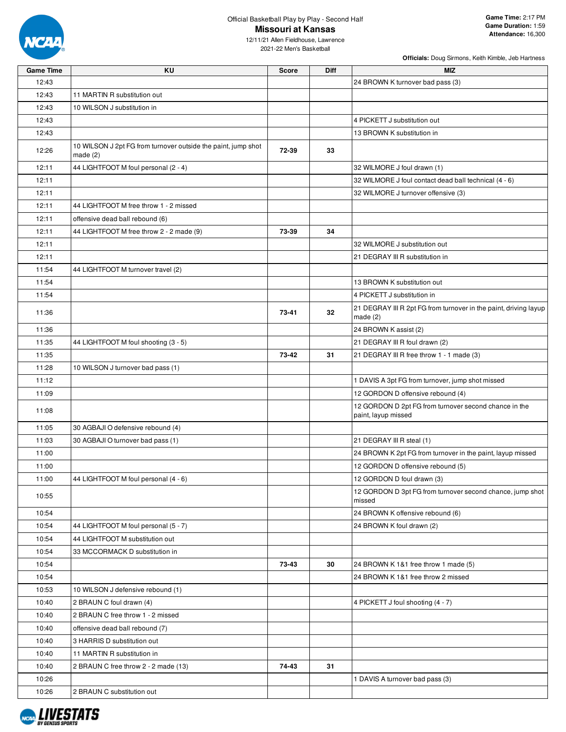Official Basketball Play by Play - Second Half

**Missouri at Kansas**

12/11/21 Allen Fieldhouse, Lawrence

2021-22 Men's Basketball

**Game Time:** 2:17 PM
**Game Duration:** 1:59
**Attendance:** 16,300

**Officials:** Doug Sirmons, Keith Kimble, Jeb Hartness

| Game Time | KU | Score | Diff | MIZ |
| --- | --- | --- | --- | --- |
| 12:43 | | | | 24 BROWN K turnover bad pass (3) |
| 12:43 | 11 MARTIN R substitution out | | | |
| 12:43 | 10 WILSON J substitution in | | | |
| 12:43 | | | | 4 PICKETT J substitution out |
| 12:43 | | | | 13 BROWN K substitution in |
| 12:26 | 10 WILSON J 2pt FG from turnover outside the paint, jump shot made (2) | 72-39 | 33 | |
| 12:11 | 44 LIGHTFOOT M foul personal (2 - 4) | | | 32 WILMORE J foul drawn (1) |
| 12:11 | | | | 32 WILMORE J foul contact dead ball technical (4 - 6) |
| 12:11 | | | | 32 WILMORE J turnover offensive (3) |
| 12:11 | 44 LIGHTFOOT M free throw 1 - 2 missed | | | |
| 12:11 | offensive dead ball rebound (6) | | | |
| 12:11 | 44 LIGHTFOOT M free throw 2 - 2 made (9) | 73-39 | 34 | |
| 12:11 | | | | 32 WILMORE J substitution out |
| 12:11 | | | | 21 DEGRAY III R substitution in |
| 11:54 | 44 LIGHTFOOT M turnover travel (2) | | | |
| 11:54 | | | | 13 BROWN K substitution out |
| 11:54 | | | | 4 PICKETT J substitution in |
| 11:36 | | 73-41 | 32 | 21 DEGRAY III R 2pt FG from turnover in the paint, driving layup made (2) |
| 11:36 | | | | 24 BROWN K assist (2) |
| 11:35 | 44 LIGHTFOOT M foul shooting (3 - 5) | | | 21 DEGRAY III R foul drawn (2) |
| 11:35 | | 73-42 | 31 | 21 DEGRAY III R free throw 1 - 1 made (3) |
| 11:28 | 10 WILSON J turnover bad pass (1) | | | |
| 11:12 | | | | 1 DAVIS A 3pt FG from turnover, jump shot missed |
| 11:09 | | | | 12 GORDON D offensive rebound (4) |
| 11:08 | | | | 12 GORDON D 2pt FG from turnover second chance in the paint, layup missed |
| 11:05 | 30 AGBAJI O defensive rebound (4) | | | |
| 11:03 | 30 AGBAJI O turnover bad pass (1) | | | 21 DEGRAY III R steal (1) |
| 11:00 | | | | 24 BROWN K 2pt FG from turnover in the paint, layup missed |
| 11:00 | | | | 12 GORDON D offensive rebound (5) |
| 11:00 | 44 LIGHTFOOT M foul personal (4 - 6) | | | 12 GORDON D foul drawn (3) |
| 10:55 | | | | 12 GORDON D 3pt FG from turnover second chance, jump shot missed |
| 10:54 | | | | 24 BROWN K offensive rebound (6) |
| 10:54 | 44 LIGHTFOOT M foul personal (5 - 7) | | | 24 BROWN K foul drawn (2) |
| 10:54 | 44 LIGHTFOOT M substitution out | | | |
| 10:54 | 33 MCCORMACK D substitution in | | | |
| 10:54 | | 73-43 | 30 | 24 BROWN K 1&1 free throw 1 made (5) |
| 10:54 | | | | 24 BROWN K 1&1 free throw 2 missed |
| 10:53 | 10 WILSON J defensive rebound (1) | | | |
| 10:40 | 2 BRAUN C foul drawn (4) | | | 4 PICKETT J foul shooting (4 - 7) |
| 10:40 | 2 BRAUN C free throw 1 - 2 missed | | | |
| 10:40 | offensive dead ball rebound (7) | | | |
| 10:40 | 3 HARRIS D substitution out | | | |
| 10:40 | 11 MARTIN R substitution in | | | |
| 10:40 | 2 BRAUN C free throw 2 - 2 made (13) | 74-43 | 31 | |
| 10:26 | | | | 1 DAVIS A turnover bad pass (3) |
| 10:26 | 2 BRAUN C substitution out | | | |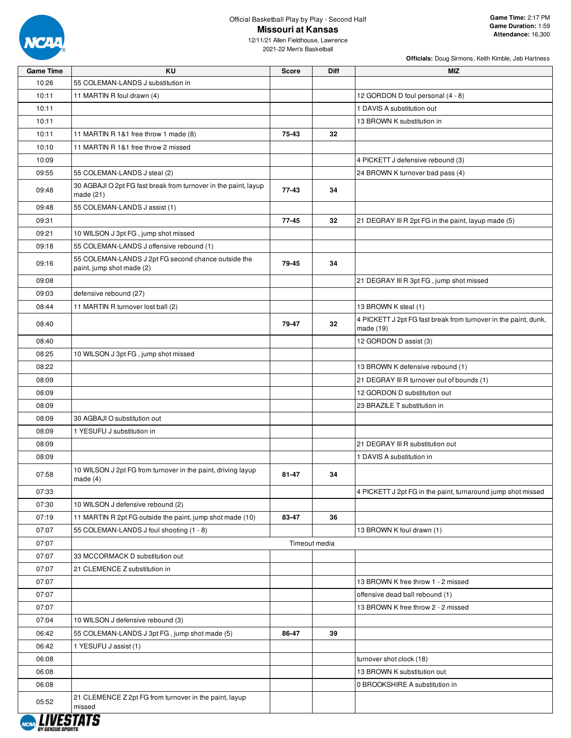Official Basketball Play by Play - Second Half

# Missouri at Kansas

12/11/21 Allen Fieldhouse, Lawrence
2021-22 Men's Basketball

**Game Time:** 2:17 PM
**Game Duration:** 1:59
**Attendance:** 16,300

**Officials:** Doug Sirmons, Keith Kimble, Jeb Hartness

| Game Time | KU | Score | Diff | MIZ |
|---|---|---|---|---|
| 10:26 | 55 COLEMAN-LANDS J substitution in | | | |
| 10:11 | 11 MARTIN R foul drawn (4) | | | 12 GORDON D foul personal (4 - 8) |
| 10:11 | | | | 1 DAVIS A substitution out |
| 10:11 | | | | 13 BROWN K substitution in |
| 10:11 | 11 MARTIN R 1&1 free throw 1 made (8) | 75-43 | 32 | |
| 10:10 | 11 MARTIN R 1&1 free throw 2 missed | | | |
| 10:09 | | | | 4 PICKETT J defensive rebound (3) |
| 09:55 | 55 COLEMAN-LANDS J steal (2) | | | 24 BROWN K turnover bad pass (4) |
| 09:48 | 30 AGBAJI O 2pt FG fast break from turnover in the paint, layup made (21) | 77-43 | 34 | |
| 09:48 | 55 COLEMAN-LANDS J assist (1) | | | |
| 09:31 | | 77-45 | 32 | 21 DEGRAY III R 2pt FG in the paint, layup made (5) |
| 09:21 | 10 WILSON J 3pt FG , jump shot missed | | | |
| 09:18 | 55 COLEMAN-LANDS J offensive rebound (1) | | | |
| 09:16 | 55 COLEMAN-LANDS J 2pt FG second chance outside the paint, jump shot made (2) | 79-45 | 34 | |
| 09:08 | | | | 21 DEGRAY III R 3pt FG , jump shot missed |
| 09:03 | defensive rebound (27) | | | |
| 08:44 | 11 MARTIN R turnover lost ball (2) | | | 13 BROWN K steal (1) |
| 08:40 | | 79-47 | 32 | 4 PICKETT J 2pt FG fast break from turnover in the paint, dunk, made (19) |
| 08:40 | | | | 12 GORDON D assist (3) |
| 08:25 | 10 WILSON J 3pt FG , jump shot missed | | | |
| 08:22 | | | | 13 BROWN K defensive rebound (1) |
| 08:09 | | | | 21 DEGRAY III R turnover out of bounds (1) |
| 08:09 | | | | 12 GORDON D substitution out |
| 08:09 | | | | 23 BRAZILE T substitution in |
| 08:09 | 30 AGBAJI O substitution out | | | |
| 08:09 | 1 YESUFU J substitution in | | | |
| 08:09 | | | | 21 DEGRAY III R substitution out |
| 08:09 | | | | 1 DAVIS A substitution in |
| 07:58 | 10 WILSON J 2pt FG from turnover in the paint, driving layup made (4) | 81-47 | 34 | |
| 07:33 | | | | 4 PICKETT J 2pt FG in the paint, turnaround jump shot missed |
| 07:30 | 10 WILSON J defensive rebound (2) | | | |
| 07:19 | 11 MARTIN R 2pt FG outside the paint, jump shot made (10) | 83-47 | 36 | |
| 07:07 | 55 COLEMAN-LANDS J foul shooting (1 - 8) | | | 13 BROWN K foul drawn (1) |
| 07:07 | | Timeout media | | |
| 07:07 | 33 MCCORMACK D substitution out | | | |
| 07:07 | 21 CLEMENCE Z substitution in | | | |
| 07:07 | | | | 13 BROWN K free throw 1 - 2 missed |
| 07:07 | | | | offensive dead ball rebound (1) |
| 07:07 | | | | 13 BROWN K free throw 2 - 2 missed |
| 07:04 | 10 WILSON J defensive rebound (3) | | | |
| 06:42 | 55 COLEMAN-LANDS J 3pt FG , jump shot made (5) | 86-47 | 39 | |
| 06:42 | 1 YESUFU J assist (1) | | | |
| 06:08 | | | | turnover shot clock (18) |
| 06:08 | | | | 13 BROWN K substitution out |
| 06:08 | | | | 0 BROOKSHIRE A substitution in |
| 05:52 | 21 CLEMENCE Z 2pt FG from turnover in the paint, layup missed | | | |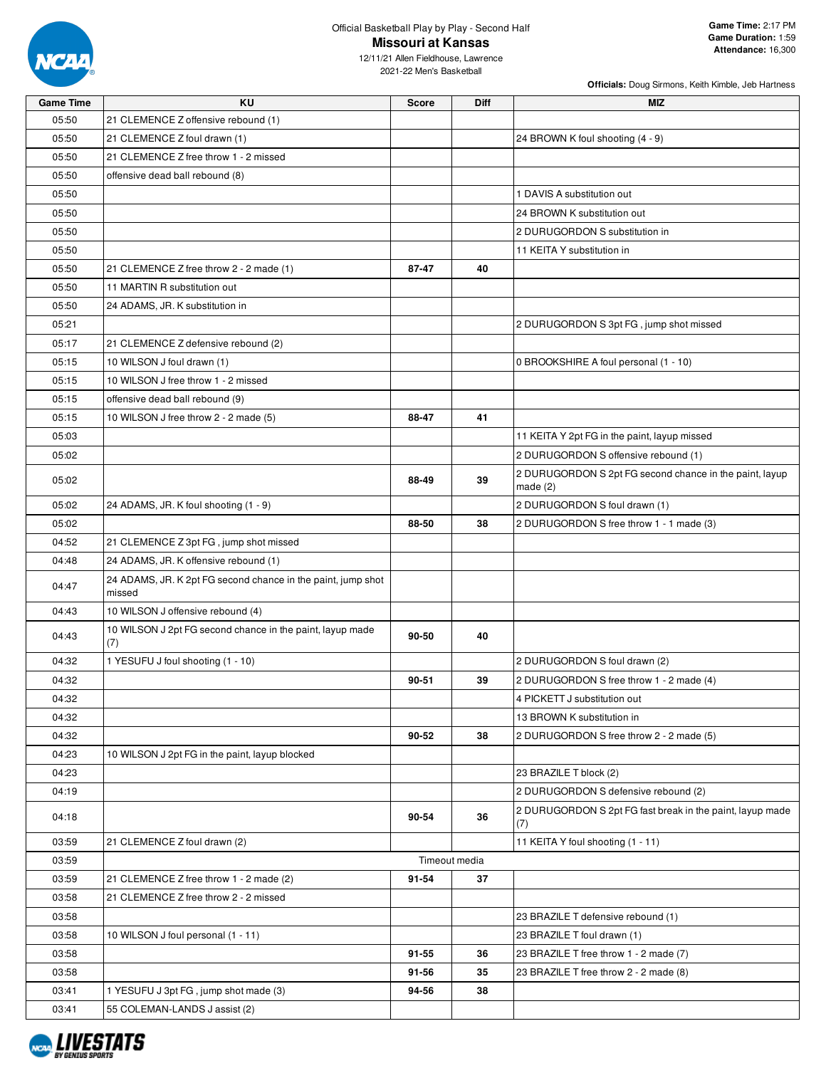Official Basketball Play by Play - Second Half

# Missouri at Kansas

12/11/21 Allen Fieldhouse, Lawrence
2021-22 Men's Basketball

**Game Time:** 2:17 PM
**Game Duration:** 1:59
**Attendance:** 16,300

**Officials:** Doug Sirmons, Keith Kimble, Jeb Hartness

| Game Time | KU | Score | Diff | MIZ |
|---|---|---|---|---|
| 05:50 | 21 CLEMENCE Z offensive rebound (1) | | | |
| 05:50 | 21 CLEMENCE Z foul drawn (1) | | | 24 BROWN K foul shooting (4 - 9) |
| 05:50 | 21 CLEMENCE Z free throw 1 - 2 missed | | | |
| 05:50 | offensive dead ball rebound (8) | | | |
| 05:50 | | | | 1 DAVIS A substitution out |
| 05:50 | | | | 24 BROWN K substitution out |
| 05:50 | | | | 2 DURUGORDON S substitution in |
| 05:50 | | | | 11 KEITA Y substitution in |
| 05:50 | 21 CLEMENCE Z free throw 2 - 2 made (1) | 87-47 | 40 | |
| 05:50 | 11 MARTIN R substitution out | | | |
| 05:50 | 24 ADAMS, JR. K substitution in | | | |
| 05:21 | | | | 2 DURUGORDON S 3pt FG , jump shot missed |
| 05:17 | 21 CLEMENCE Z defensive rebound (2) | | | |
| 05:15 | 10 WILSON J foul drawn (1) | | | 0 BROOKSHIRE A foul personal (1 - 10) |
| 05:15 | 10 WILSON J free throw 1 - 2 missed | | | |
| 05:15 | offensive dead ball rebound (9) | | | |
| 05:15 | 10 WILSON J free throw 2 - 2 made (5) | 88-47 | 41 | |
| 05:03 | | | | 11 KEITA Y 2pt FG in the paint, layup missed |
| 05:02 | | | | 2 DURUGORDON S offensive rebound (1) |
| 05:02 | | 88-49 | 39 | 2 DURUGORDON S 2pt FG second chance in the paint, layup made (2) |
| 05:02 | 24 ADAMS, JR. K foul shooting (1 - 9) | | | 2 DURUGORDON S foul drawn (1) |
| 05:02 | | 88-50 | 38 | 2 DURUGORDON S free throw 1 - 1 made (3) |
| 04:52 | 21 CLEMENCE Z 3pt FG , jump shot missed | | | |
| 04:48 | 24 ADAMS, JR. K offensive rebound (1) | | | |
| 04:47 | 24 ADAMS, JR. K 2pt FG second chance in the paint, jump shot missed | | | |
| 04:43 | 10 WILSON J offensive rebound (4) | | | |
| 04:43 | 10 WILSON J 2pt FG second chance in the paint, layup made (7) | 90-50 | 40 | |
| 04:32 | 1 YESUFU J foul shooting (1 - 10) | | | 2 DURUGORDON S foul drawn (2) |
| 04:32 | | 90-51 | 39 | 2 DURUGORDON S free throw 1 - 2 made (4) |
| 04:32 | | | | 4 PICKETT J substitution out |
| 04:32 | | | | 13 BROWN K substitution in |
| 04:32 | | 90-52 | 38 | 2 DURUGORDON S free throw 2 - 2 made (5) |
| 04:23 | 10 WILSON J 2pt FG in the paint, layup blocked | | | |
| 04:23 | | | | 23 BRAZILE T block (2) |
| 04:19 | | | | 2 DURUGORDON S defensive rebound (2) |
| 04:18 | | 90-54 | 36 | 2 DURUGORDON S 2pt FG fast break in the paint, layup made (7) |
| 03:59 | 21 CLEMENCE Z foul drawn (2) | | | 11 KEITA Y foul shooting (1 - 11) |
| 03:59 | | Timeout media | | |
| 03:59 | 21 CLEMENCE Z free throw 1 - 2 made (2) | 91-54 | 37 | |
| 03:58 | 21 CLEMENCE Z free throw 2 - 2 missed | | | |
| 03:58 | | | | 23 BRAZILE T defensive rebound (1) |
| 03:58 | 10 WILSON J foul personal (1 - 11) | | | 23 BRAZILE T foul drawn (1) |
| 03:58 | | 91-55 | 36 | 23 BRAZILE T free throw 1 - 2 made (7) |
| 03:58 | | 91-56 | 35 | 23 BRAZILE T free throw 2 - 2 made (8) |
| 03:41 | 1 YESUFU J 3pt FG , jump shot made (3) | 94-56 | 38 | |
| 03:41 | 55 COLEMAN-LANDS J assist (2) | | | |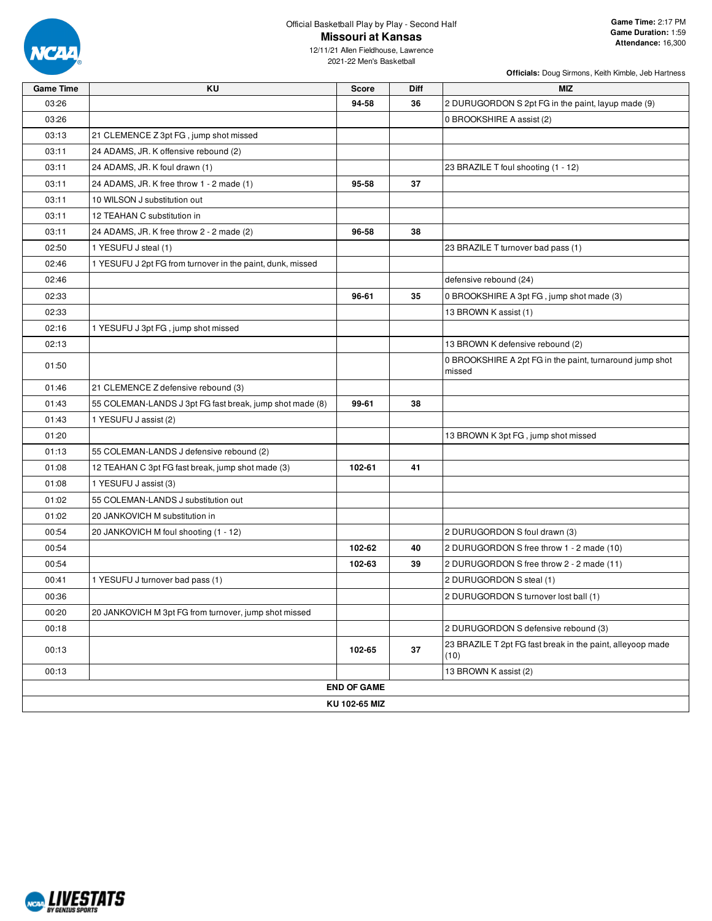Official Basketball Play by Play - Second Half

# Missouri at Kansas

12/11/21 Allen Fieldhouse, Lawrence
2021-22 Men's Basketball

**Game Time:** 2:17 PM
**Game Duration:** 1:59
**Attendance:** 16,300

**Officials:** Doug Sirmons, Keith Kimble, Jeb Hartness

| Game Time | KU | Score | Diff | MIZ |
|---|---|---|---|---|
| 03:26 | | **94-58** | **36** | 2 DURUGORDON S 2pt FG in the paint, layup made (9) |
| 03:26 | | | | 0 BROOKSHIRE A assist (2) |
| 03:13 | 21 CLEMENCE Z 3pt FG , jump shot missed | | | |
| 03:11 | 24 ADAMS, JR. K offensive rebound (2) | | | |
| 03:11 | 24 ADAMS, JR. K foul drawn (1) | | | 23 BRAZILE T foul shooting (1 - 12) |
| 03:11 | 24 ADAMS, JR. K free throw 1 - 2 made (1) | **95-58** | **37** | |
| 03:11 | 10 WILSON J substitution out | | | |
| 03:11 | 12 TEAHAN C substitution in | | | |
| 03:11 | 24 ADAMS, JR. K free throw 2 - 2 made (2) | **96-58** | **38** | |
| 02:50 | 1 YESUFU J steal (1) | | | 23 BRAZILE T turnover bad pass (1) |
| 02:46 | 1 YESUFU J 2pt FG from turnover in the paint, dunk, missed | | | |
| 02:46 | | | | defensive rebound (24) |
| 02:33 | | **96-61** | **35** | 0 BROOKSHIRE A 3pt FG , jump shot made (3) |
| 02:33 | | | | 13 BROWN K assist (1) |
| 02:16 | 1 YESUFU J 3pt FG , jump shot missed | | | |
| 02:13 | | | | 13 BROWN K defensive rebound (2) |
| 01:50 | | | | 0 BROOKSHIRE A 2pt FG in the paint, turnaround jump shot missed |
| 01:46 | 21 CLEMENCE Z defensive rebound (3) | | | |
| 01:43 | 55 COLEMAN-LANDS J 3pt FG fast break, jump shot made (8) | **99-61** | **38** | |
| 01:43 | 1 YESUFU J assist (2) | | | |
| 01:20 | | | | 13 BROWN K 3pt FG , jump shot missed |
| 01:13 | 55 COLEMAN-LANDS J defensive rebound (2) | | | |
| 01:08 | 12 TEAHAN C 3pt FG fast break, jump shot made (3) | **102-61** | **41** | |
| 01:08 | 1 YESUFU J assist (3) | | | |
| 01:02 | 55 COLEMAN-LANDS J substitution out | | | |
| 01:02 | 20 JANKOVICH M substitution in | | | |
| 00:54 | 20 JANKOVICH M foul shooting (1 - 12) | | | 2 DURUGORDON S foul drawn (3) |
| 00:54 | | **102-62** | **40** | 2 DURUGORDON S free throw 1 - 2 made (10) |
| 00:54 | | **102-63** | **39** | 2 DURUGORDON S free throw 2 - 2 made (11) |
| 00:41 | 1 YESUFU J turnover bad pass (1) | | | 2 DURUGORDON S steal (1) |
| 00:36 | | | | 2 DURUGORDON S turnover lost ball (1) |
| 00:20 | 20 JANKOVICH M 3pt FG from turnover, jump shot missed | | | |
| 00:18 | | | | 2 DURUGORDON S defensive rebound (3) |
| 00:13 | | **102-65** | **37** | 23 BRAZILE T 2pt FG fast break in the paint, alleyoop made (10) |
| 00:13 | | | | 13 BROWN K assist (2) |
| **END OF GAME** | | | | |
| **KU 102-65 MIZ** | | | | |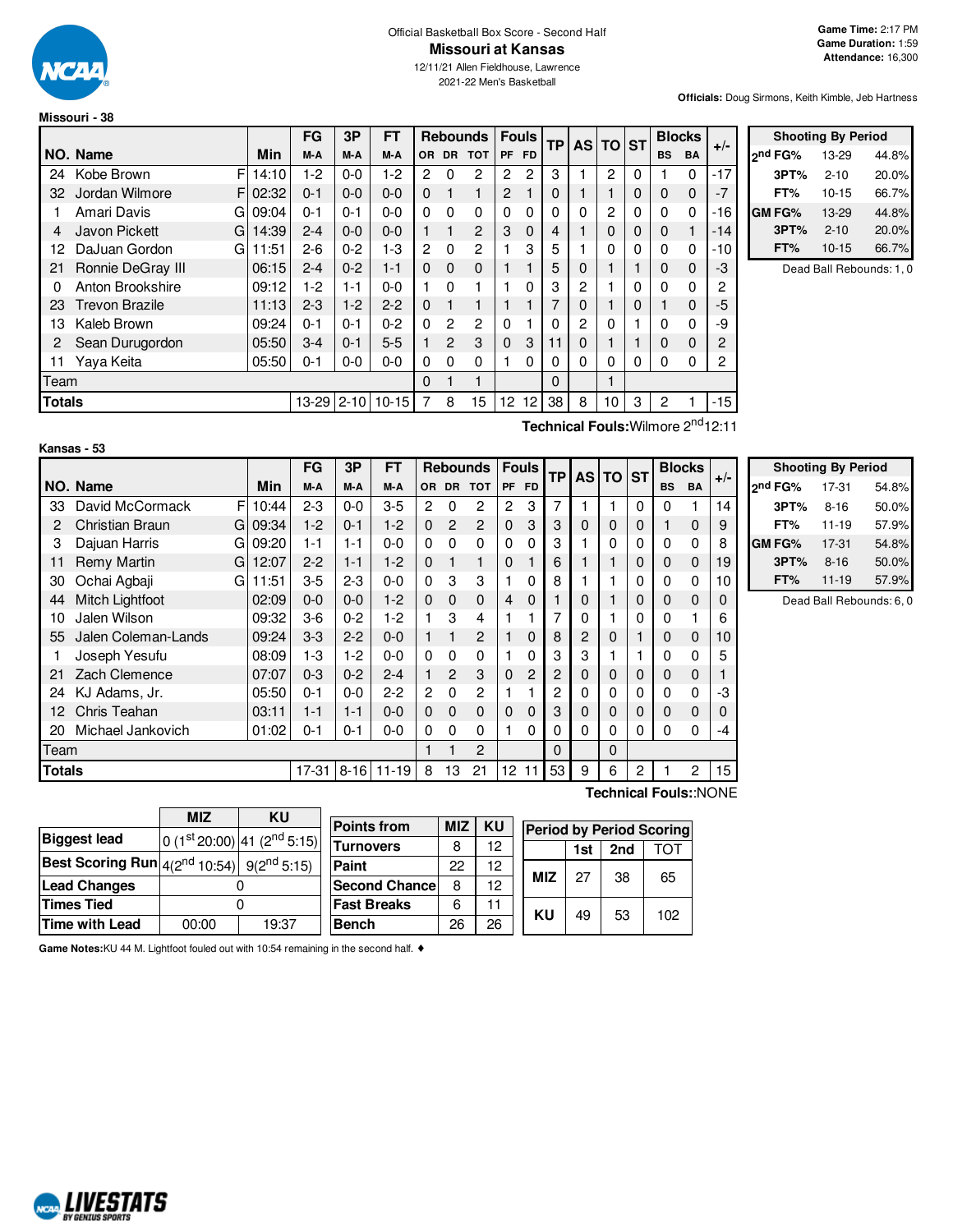Official Basketball Box Score - Second Half

# Missouri at Kansas

12/11/21 Allen Fieldhouse, Lawrence
2021-22 Men's Basketball

**Game Time:** 2:17 PM
**Game Duration:** 1:59
**Attendance:** 16,300

**Officials:** Doug Sirmons, Keith Kimble, Jeb Hartness

## Missouri - 38

| NO. | Name | | Min | FG M-A | 3P M-A | FT M-A | OR | DR | TOT | PF | FD | TP | AS | TO | ST | BS | BA | +/- |
|---|---|---|---|---|---|---|---|---|---|---|---|---|---|---|---|---|---|---|
| 24 | Kobe Brown | F | 14:10 | 1-2 | 0-0 | 1-2 | 2 | 0 | 2 | 2 | 2 | 3 | 1 | 2 | 0 | 1 | 0 | -17 |
| 32 | Jordan Wilmore | F | 02:32 | 0-1 | 0-0 | 0-0 | 0 | 1 | 1 | 2 | 1 | 0 | 1 | 1 | 0 | 0 | 0 | -7 |
| 1 | Amari Davis | G | 09:04 | 0-1 | 0-1 | 0-0 | 0 | 0 | 0 | 0 | 0 | 0 | 0 | 2 | 0 | 0 | 0 | -16 |
| 4 | Javon Pickett | G | 14:39 | 2-4 | 0-0 | 0-0 | 1 | 1 | 2 | 3 | 0 | 4 | 1 | 0 | 0 | 0 | 1 | -14 |
| 12 | DaJuan Gordon | G | 11:51 | 2-6 | 0-2 | 1-3 | 2 | 0 | 2 | 1 | 3 | 5 | 1 | 0 | 0 | 0 | 0 | -10 |
| 21 | Ronnie DeGray III | | 06:15 | 2-4 | 0-2 | 1-1 | 0 | 0 | 0 | 1 | 1 | 5 | 0 | 1 | 1 | 0 | 0 | -3 |
| 0 | Anton Brookshire | | 09:12 | 1-2 | 1-1 | 0-0 | 1 | 0 | 1 | 1 | 0 | 3 | 2 | 1 | 0 | 0 | 0 | 2 |
| 23 | Trevon Brazile | | 11:13 | 2-3 | 1-2 | 2-2 | 0 | 1 | 1 | 1 | 1 | 7 | 0 | 1 | 0 | 1 | 0 | -5 |
| 13 | Kaleb Brown | | 09:24 | 0-1 | 0-1 | 0-2 | 0 | 2 | 2 | 0 | 1 | 0 | 2 | 0 | 1 | 0 | 0 | -9 |
| 2 | Sean Durugordon | | 05:50 | 3-4 | 0-1 | 5-5 | 1 | 2 | 3 | 0 | 3 | 11 | 0 | 1 | 1 | 0 | 0 | 2 |
| 11 | Yaya Keita | | 05:50 | 0-1 | 0-0 | 0-0 | 0 | 0 | 0 | 1 | 0 | 0 | 0 | 0 | 0 | 0 | 0 | 2 |
| | Team | | | | | | 0 | 1 | 1 | | | 0 | | 1 | | | | |
| | **Totals** | | | 13-29 | 2-10 | 10-15 | 7 | 8 | 15 | 12 | 12 | 38 | 8 | 10 | 3 | 2 | 1 | -15 |

**Technical Fouls:** Wilmore 2nd 12:11

| Shooting By Period | | |
|---|---|---|
| 2nd FG% | 13-29 | 44.8% |
| 3PT% | 2-10 | 20.0% |
| FT% | 10-15 | 66.7% |
| GM FG% | 13-29 | 44.8% |
| 3PT% | 2-10 | 20.0% |
| FT% | 10-15 | 66.7% |

Dead Ball Rebounds: 1, 0

## Kansas - 53

| NO. | Name | | Min | FG M-A | 3P M-A | FT M-A | OR | DR | TOT | PF | FD | TP | AS | TO | ST | BS | BA | +/- |
|---|---|---|---|---|---|---|---|---|---|---|---|---|---|---|---|---|---|---|
| 33 | David McCormack | F | 10:44 | 2-3 | 0-0 | 3-5 | 2 | 0 | 2 | 2 | 3 | 7 | 1 | 1 | 0 | 0 | 1 | 14 |
| 2 | Christian Braun | G | 09:34 | 1-2 | 0-1 | 1-2 | 0 | 2 | 2 | 0 | 3 | 3 | 0 | 0 | 0 | 1 | 0 | 9 |
| 3 | Dajuan Harris | G | 09:20 | 1-1 | 1-1 | 0-0 | 0 | 0 | 0 | 0 | 0 | 3 | 1 | 0 | 0 | 0 | 0 | 8 |
| 11 | Remy Martin | G | 12:07 | 2-2 | 1-1 | 1-2 | 0 | 1 | 1 | 0 | 1 | 6 | 1 | 1 | 0 | 0 | 0 | 19 |
| 30 | Ochai Agbaji | G | 11:51 | 3-5 | 2-3 | 0-0 | 0 | 3 | 3 | 1 | 0 | 8 | 1 | 1 | 0 | 0 | 0 | 10 |
| 44 | Mitch Lightfoot | | 02:09 | 0-0 | 0-0 | 1-2 | 0 | 0 | 0 | 4 | 0 | 1 | 0 | 1 | 0 | 0 | 0 | 0 |
| 10 | Jalen Wilson | | 09:32 | 3-6 | 0-2 | 1-2 | 1 | 3 | 4 | 1 | 1 | 7 | 0 | 1 | 0 | 0 | 1 | 6 |
| 55 | Jalen Coleman-Lands | | 09:24 | 3-3 | 2-2 | 0-0 | 1 | 1 | 2 | 1 | 0 | 8 | 2 | 0 | 1 | 0 | 0 | 10 |
| 1 | Joseph Yesufu | | 08:09 | 1-3 | 1-2 | 0-0 | 0 | 0 | 0 | 1 | 0 | 3 | 3 | 1 | 1 | 0 | 0 | 5 |
| 21 | Zach Clemence | | 07:07 | 0-3 | 0-2 | 2-4 | 1 | 2 | 3 | 0 | 2 | 2 | 0 | 0 | 0 | 0 | 0 | 1 |
| 24 | KJ Adams, Jr. | | 05:50 | 0-1 | 0-0 | 2-2 | 2 | 0 | 2 | 1 | 1 | 2 | 0 | 0 | 0 | 0 | 0 | -3 |
| 12 | Chris Teahan | | 03:11 | 1-1 | 1-1 | 0-0 | 0 | 0 | 0 | 0 | 0 | 3 | 0 | 0 | 0 | 0 | 0 | 0 |
| 20 | Michael Jankovich | | 01:02 | 0-1 | 0-1 | 0-0 | 0 | 0 | 0 | 1 | 0 | 0 | 0 | 0 | 0 | 0 | 0 | -4 |
| | Team | | | | | | 1 | 1 | 2 | | | 0 | | 0 | | | | |
| | **Totals** | | | 17-31 | 8-16 | 11-19 | 8 | 13 | 21 | 12 | 11 | 53 | 9 | 6 | 2 | 1 | 2 | 15 |

**Technical Fouls:** :NONE

| Shooting By Period | | |
|---|---|---|
| 2nd FG% | 17-31 | 54.8% |
| 3PT% | 8-16 | 50.0% |
| FT% | 11-19 | 57.9% |
| GM FG% | 17-31 | 54.8% |
| 3PT% | 8-16 | 50.0% |
| FT% | 11-19 | 57.9% |

Dead Ball Rebounds: 6, 0

| | MIZ | KU |
|---|---|---|
| Biggest lead | 0 (1st 20:00) | 41 (2nd 5:15) |
| Best Scoring Run | 4(2nd 10:54) | 9(2nd 5:15) |
| Lead Changes | 0 | |
| Times Tied | 0 | |
| Time with Lead | 00:00 | 19:37 |

| Points from | MIZ | KU |
|---|---|---|
| Turnovers | 8 | 12 |
| Paint | 22 | 12 |
| Second Chance | 8 | 12 |
| Fast Breaks | 6 | 11 |
| Bench | 26 | 26 |

| Period by Period Scoring | 1st | 2nd | TOT |
|---|---|---|---|
| MIZ | 27 | 38 | 65 |
| KU | 49 | 53 | 102 |

**Game Notes:** KU 44 M. Lightfoot fouled out with 10:54 remaining in the second half. ♦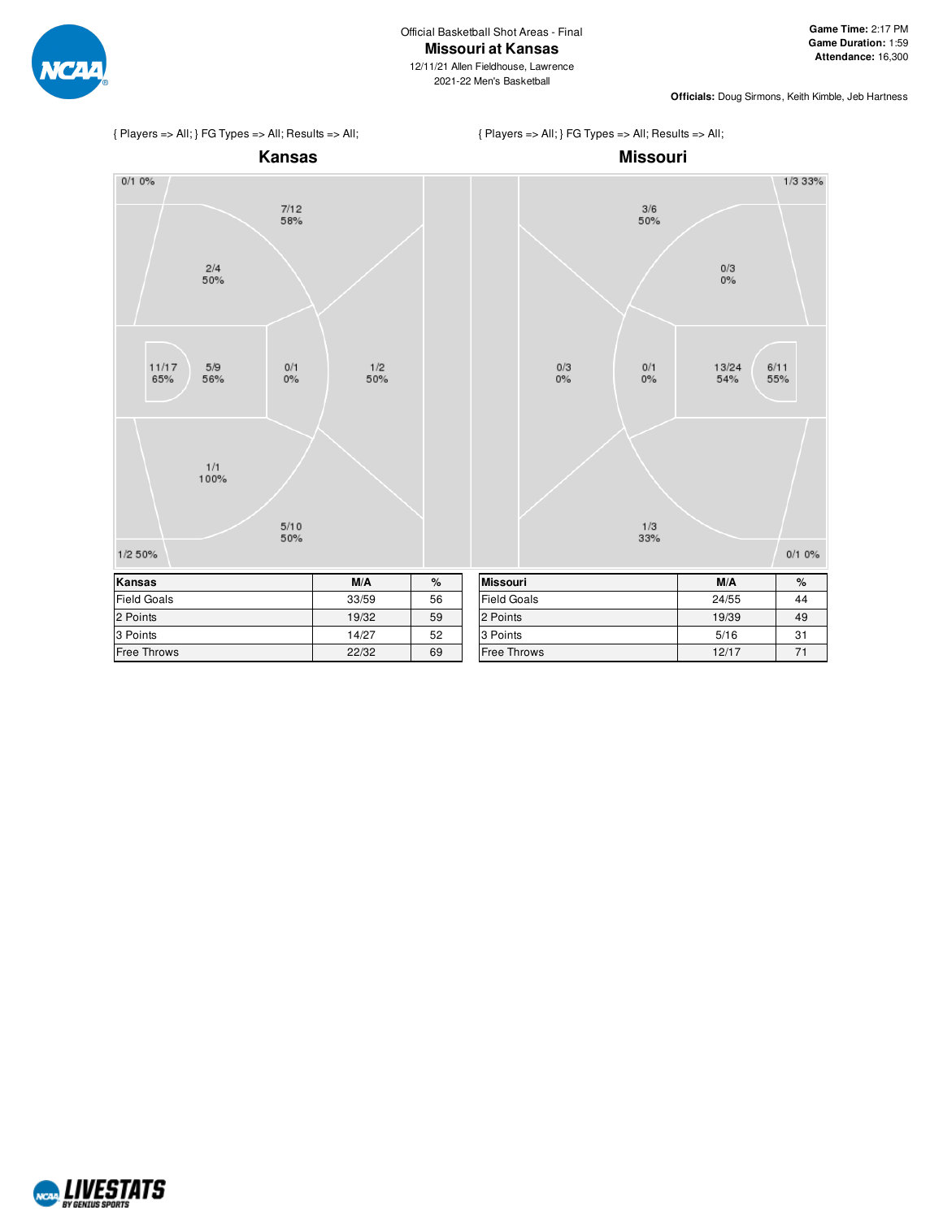Official Basketball Shot Areas - Final

# Missouri at Kansas

12/11/21 Allen Fieldhouse, Lawrence
2021-22 Men's Basketball

**Game Time:** 2:17 PM
**Game Duration:** 1:59
**Attendance:** 16,300

**Officials:** Doug Sirmons, Keith Kimble, Jeb Hartness

{ Players => All; } FG Types => All; Results => All;

## Kansas

0/1 0%

7/12 58%

2/4 50%

11/17 65%

5/9 56%

0/1 0%

1/2 50%

1/1 100%

5/10 50%

1/2 50%

{ Players => All; } FG Types => All; Results => All;

## Missouri

1/3 33%

3/6 50%

0/3 0%

0/3 0%

0/1 0%

13/24 54%

6/11 55%

1/3 33%

0/1 0%

| Kansas | M/A | % |
|---|---|---|
| Field Goals | 33/59 | 56 |
| 2 Points | 19/32 | 59 |
| 3 Points | 14/27 | 52 |
| Free Throws | 22/32 | 69 |

| Missouri | M/A | % |
|---|---|---|
| Field Goals | 24/55 | 44 |
| 2 Points | 19/39 | 49 |
| 3 Points | 5/16 | 31 |
| Free Throws | 12/17 | 71 |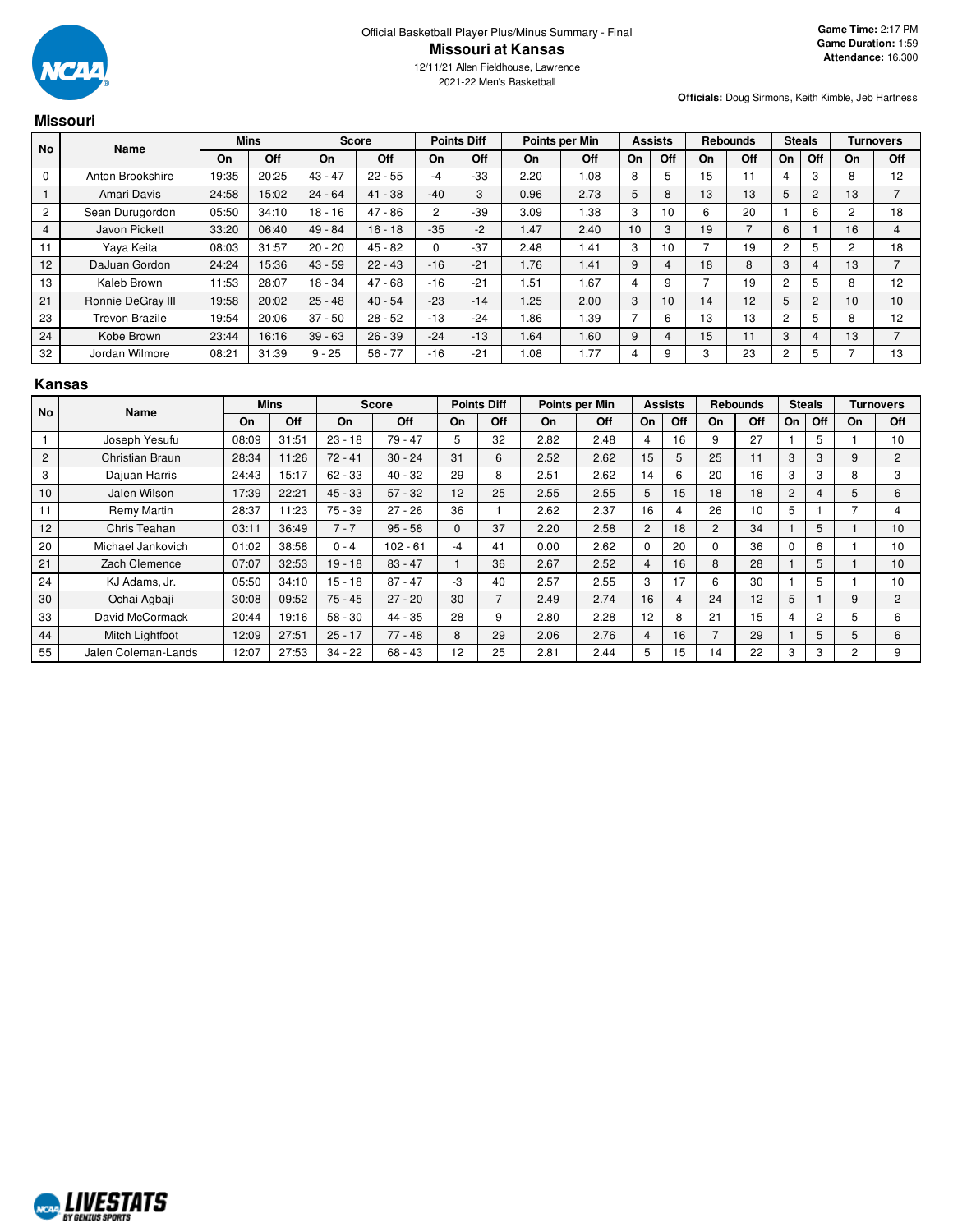Official Basketball Player Plus/Minus Summary - Final

# Missouri at Kansas

12/11/21 Allen Fieldhouse, Lawrence
2021-22 Men's Basketball

**Game Time:** 2:17 PM
**Game Duration:** 1:59
**Attendance:** 16,300

**Officials:** Doug Sirmons, Keith Kimble, Jeb Hartness

## Missouri

| No | Name | Mins | | Score | | Points Diff | | Points per Min | | Assists | | Rebounds | | Steals | | Turnovers | |
|---|---|---|---|---|---|---|---|---|---|---|---|---|---|---|---|---|---|
| | | On | Off | On | Off | On | Off | On | Off | On | Off | On | Off | On | Off | On | Off |
| 0 | Anton Brookshire | 19:35 | 20:25 | 43 - 47 | 22 - 55 | -4 | -33 | 2.20 | 1.08 | 8 | 5 | 15 | 11 | 4 | 3 | 8 | 12 |
| 1 | Amari Davis | 24:58 | 15:02 | 24 - 64 | 41 - 38 | -40 | 3 | 0.96 | 2.73 | 5 | 8 | 13 | 13 | 5 | 2 | 13 | 7 |
| 2 | Sean Durugordon | 05:50 | 34:10 | 18 - 16 | 47 - 86 | 2 | -39 | 3.09 | 1.38 | 3 | 10 | 6 | 20 | 1 | 6 | 2 | 18 |
| 4 | Javon Pickett | 33:20 | 06:40 | 49 - 84 | 16 - 18 | -35 | -2 | 1.47 | 2.40 | 10 | 3 | 19 | 7 | 6 | 1 | 16 | 4 |
| 11 | Yaya Keita | 08:03 | 31:57 | 20 - 20 | 45 - 82 | 0 | -37 | 2.48 | 1.41 | 3 | 10 | 7 | 19 | 2 | 5 | 2 | 18 |
| 12 | DaJuan Gordon | 24:24 | 15:36 | 43 - 59 | 22 - 43 | -16 | -21 | 1.76 | 1.41 | 9 | 4 | 18 | 8 | 3 | 4 | 13 | 7 |
| 13 | Kaleb Brown | 11:53 | 28:07 | 18 - 34 | 47 - 68 | -16 | -21 | 1.51 | 1.67 | 4 | 9 | 7 | 19 | 2 | 5 | 8 | 12 |
| 21 | Ronnie DeGray III | 19:58 | 20:02 | 25 - 48 | 40 - 54 | -23 | -14 | 1.25 | 2.00 | 3 | 10 | 14 | 12 | 5 | 2 | 10 | 10 |
| 23 | Trevon Brazile | 19:54 | 20:06 | 37 - 50 | 28 - 52 | -13 | -24 | 1.86 | 1.39 | 7 | 6 | 13 | 13 | 2 | 5 | 8 | 12 |
| 24 | Kobe Brown | 23:44 | 16:16 | 39 - 63 | 26 - 39 | -24 | -13 | 1.64 | 1.60 | 9 | 4 | 15 | 11 | 3 | 4 | 13 | 7 |
| 32 | Jordan Wilmore | 08:21 | 31:39 | 9 - 25 | 56 - 77 | -16 | -21 | 1.08 | 1.77 | 4 | 9 | 3 | 23 | 2 | 5 | 7 | 13 |

## Kansas

| No | Name | Mins | | Score | | Points Diff | | Points per Min | | Assists | | Rebounds | | Steals | | Turnovers | |
|---|---|---|---|---|---|---|---|---|---|---|---|---|---|---|---|---|---|
| | | On | Off | On | Off | On | Off | On | Off | On | Off | On | Off | On | Off | On | Off |
| 1 | Joseph Yesufu | 08:09 | 31:51 | 23 - 18 | 79 - 47 | 5 | 32 | 2.82 | 2.48 | 4 | 16 | 9 | 27 | 1 | 5 | 1 | 10 |
| 2 | Christian Braun | 28:34 | 11:26 | 72 - 41 | 30 - 24 | 31 | 6 | 2.52 | 2.62 | 15 | 5 | 25 | 11 | 3 | 3 | 9 | 2 |
| 3 | Dajuan Harris | 24:43 | 15:17 | 62 - 33 | 40 - 32 | 29 | 8 | 2.51 | 2.62 | 14 | 6 | 20 | 16 | 3 | 3 | 8 | 3 |
| 10 | Jalen Wilson | 17:39 | 22:21 | 45 - 33 | 57 - 32 | 12 | 25 | 2.55 | 2.55 | 5 | 15 | 18 | 18 | 2 | 4 | 5 | 6 |
| 11 | Remy Martin | 28:37 | 11:23 | 75 - 39 | 27 - 26 | 36 | 1 | 2.62 | 2.37 | 16 | 4 | 26 | 10 | 5 | 1 | 7 | 4 |
| 12 | Chris Teahan | 03:11 | 36:49 | 7 - 7 | 95 - 58 | 0 | 37 | 2.20 | 2.58 | 2 | 18 | 2 | 34 | 1 | 5 | 1 | 10 |
| 20 | Michael Jankovich | 01:02 | 38:58 | 0 - 4 | 102 - 61 | -4 | 41 | 0.00 | 2.62 | 0 | 20 | 0 | 36 | 0 | 6 | 1 | 10 |
| 21 | Zach Clemence | 07:07 | 32:53 | 19 - 18 | 83 - 47 | 1 | 36 | 2.67 | 2.52 | 4 | 16 | 8 | 28 | 1 | 5 | 1 | 10 |
| 24 | KJ Adams, Jr. | 05:50 | 34:10 | 15 - 18 | 87 - 47 | -3 | 40 | 2.57 | 2.55 | 3 | 17 | 6 | 30 | 1 | 5 | 1 | 10 |
| 30 | Ochai Agbaji | 30:08 | 09:52 | 75 - 45 | 27 - 20 | 30 | 7 | 2.49 | 2.74 | 16 | 4 | 24 | 12 | 5 | 1 | 9 | 2 |
| 33 | David McCormack | 20:44 | 19:16 | 58 - 30 | 44 - 35 | 28 | 9 | 2.80 | 2.28 | 12 | 8 | 21 | 15 | 4 | 2 | 5 | 6 |
| 44 | Mitch Lightfoot | 12:09 | 27:51 | 25 - 17 | 77 - 48 | 8 | 29 | 2.06 | 2.76 | 4 | 16 | 7 | 29 | 1 | 5 | 5 | 6 |
| 55 | Jalen Coleman-Lands | 12:07 | 27:53 | 34 - 22 | 68 - 43 | 12 | 25 | 2.81 | 2.44 | 5 | 15 | 14 | 22 | 3 | 3 | 2 | 9 |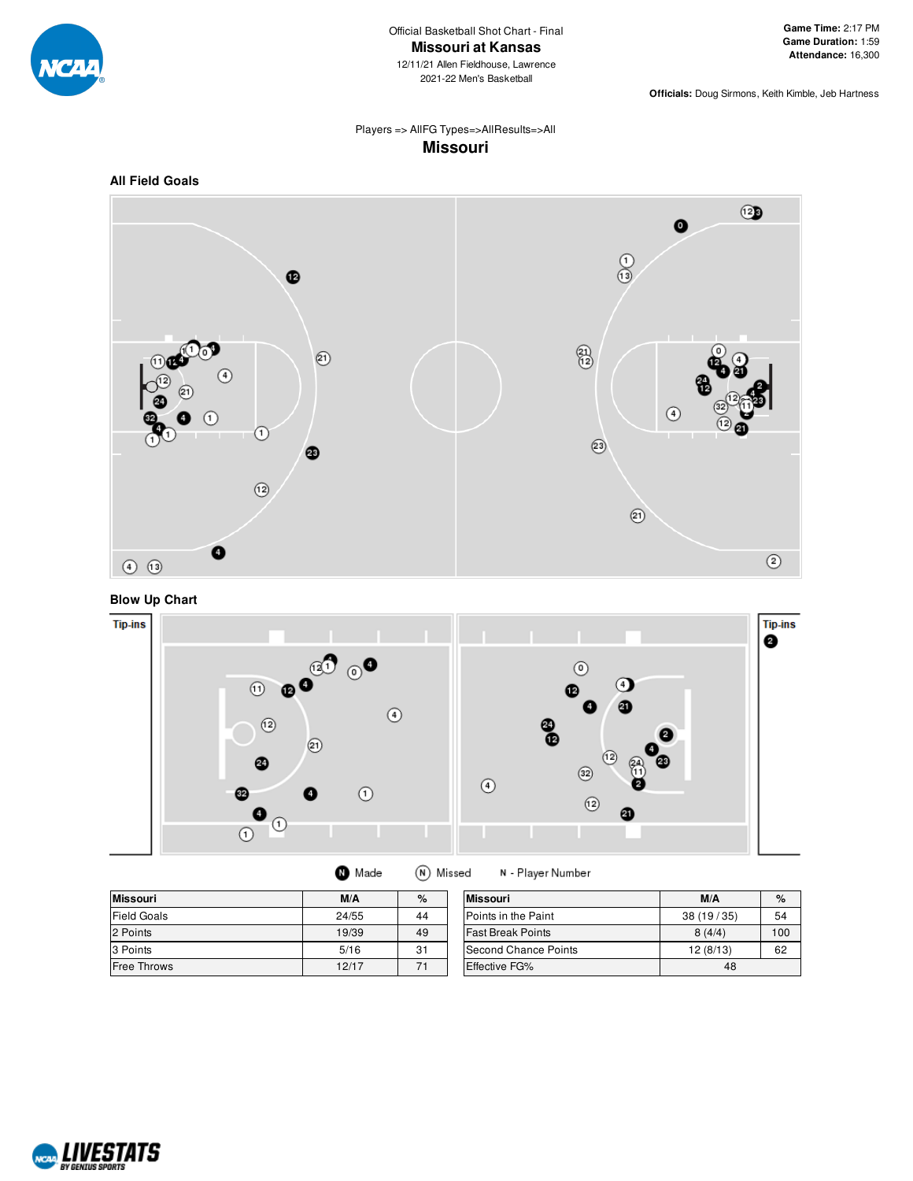Official Basketball Shot Chart - Final

# Missouri at Kansas

12/11/21 Allen Fieldhouse, Lawrence

2021-22 Men's Basketball

**Game Time:** 2:17 PM
**Game Duration:** 1:59
**Attendance:** 16,300

**Officials:** Doug Sirmons, Keith Kimble, Jeb Hartness

Players => AllFG Types=>AllResults=>All

## Missouri

### All Field Goals

### Blow Up Chart

Tip-ins

Tip-ins

Made | Missed | N - Player Number

| Missouri | M/A | % |
|---|---|---|
| Field Goals | 24/55 | 44 |
| 2 Points | 19/39 | 49 |
| 3 Points | 5/16 | 31 |
| Free Throws | 12/17 | 71 |

| Missouri | M/A | % |
|---|---|---|
| Points in the Paint | 38 (19 / 35) | 54 |
| Fast Break Points | 8 (4/4) | 100 |
| Second Chance Points | 12 (8/13) | 62 |
| Effective FG% | 48 | |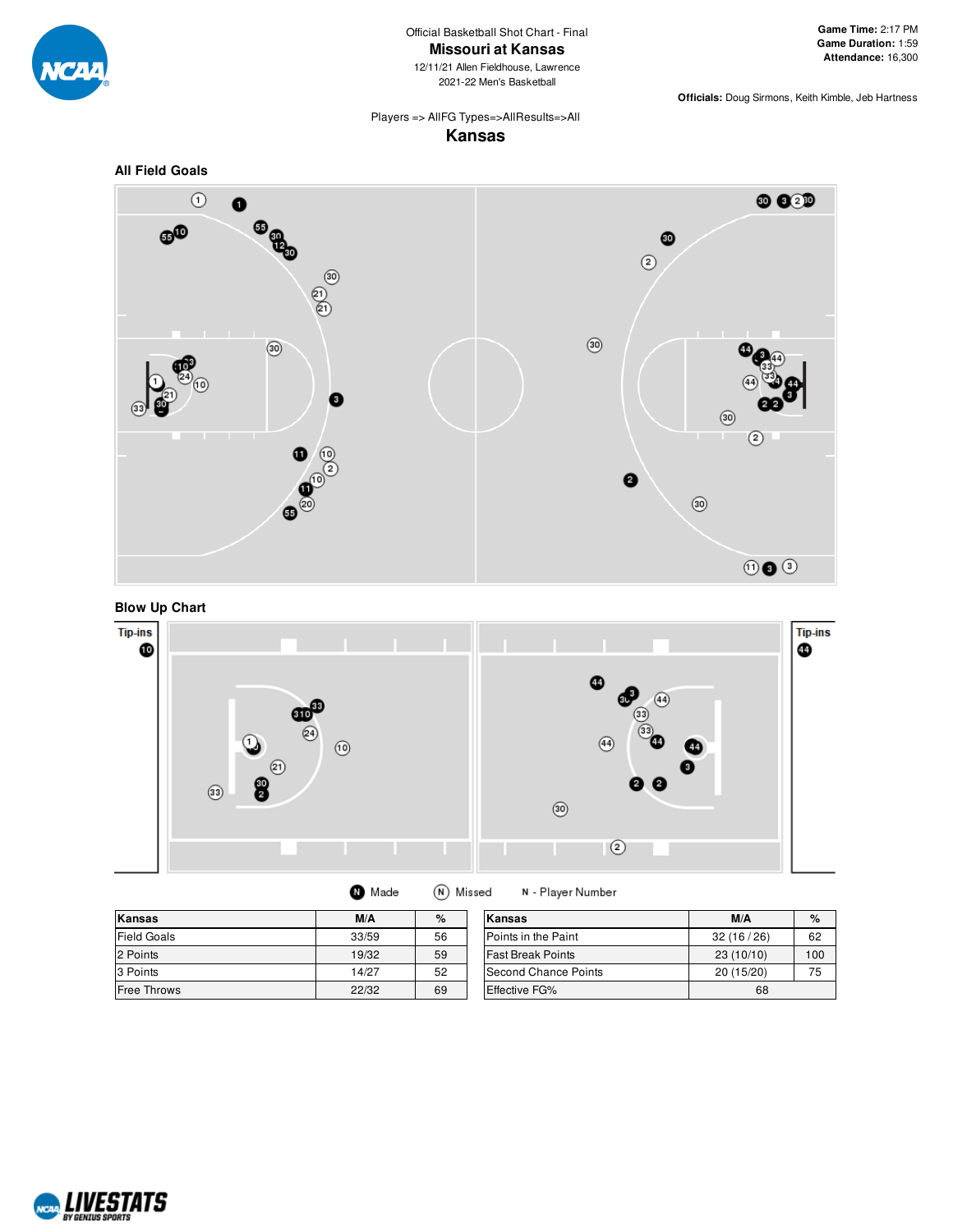Official Basketball Shot Chart - Final

# Missouri at Kansas

12/11/21 Allen Fieldhouse, Lawrence

2021-22 Men's Basketball

**Game Time:** 2:17 PM
**Game Duration:** 1:59
**Attendance:** 16,300

**Officials:** Doug Sirmons, Keith Kimble, Jeb Hartness

Players => AllFG Types=>AllResults=>All

## Kansas

### All Field Goals

### Blow Up Chart

Made | Missed | N - Player Number

| Kansas | M/A | % |
|---|---|---|
| Field Goals | 33/59 | 56 |
| 2 Points | 19/32 | 59 |
| 3 Points | 14/27 | 52 |
| Free Throws | 22/32 | 69 |

| Kansas | M/A | % |
|---|---|---|
| Points in the Paint | 32 (16 / 26) | 62 |
| Fast Break Points | 23 (10/10) | 100 |
| Second Chance Points | 20 (15/20) | 75 |
| Effective FG% | 68 | |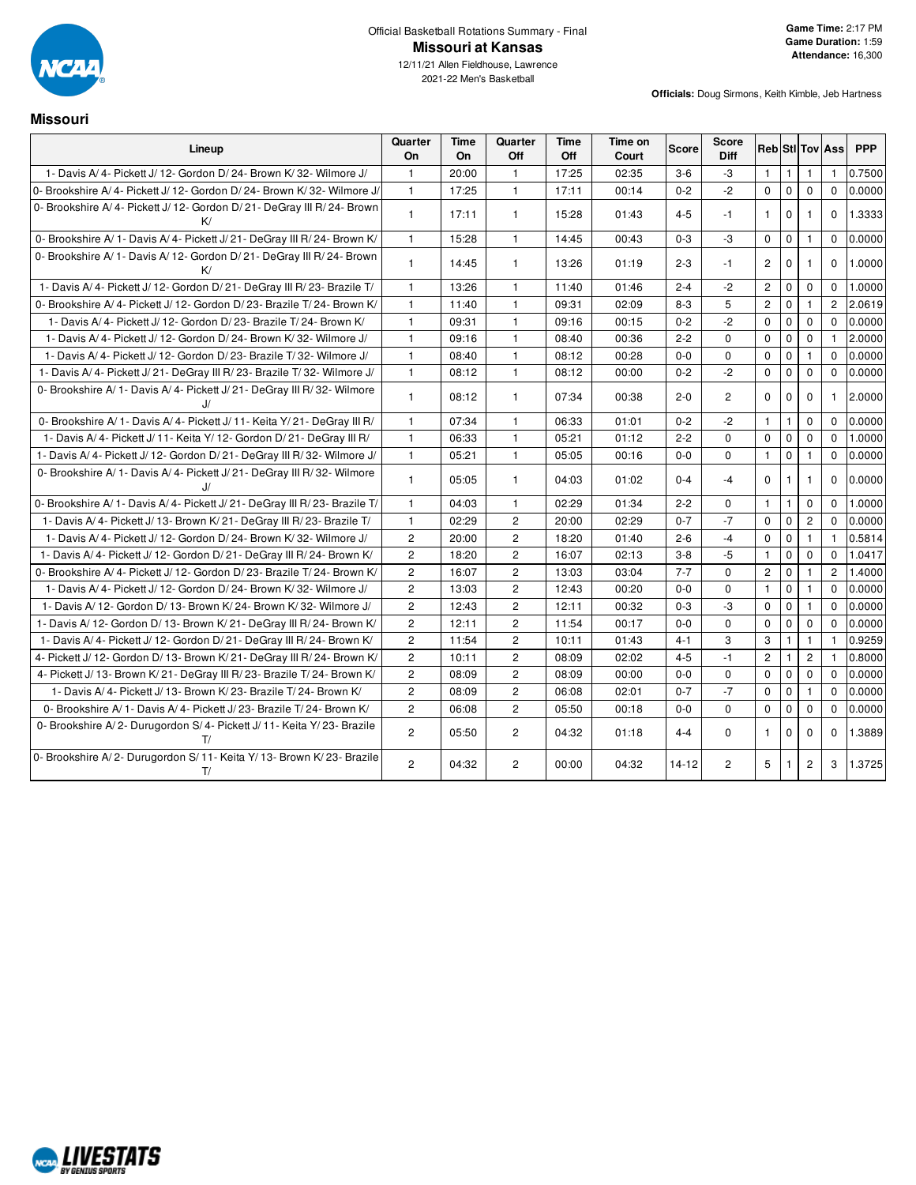Official Basketball Rotations Summary - Final

# Missouri at Kansas

12/11/21 Allen Fieldhouse, Lawrence
2021-22 Men's Basketball

**Game Time:** 2:17 PM
**Game Duration:** 1:59
**Attendance:** 16,300

**Officials:** Doug Sirmons, Keith Kimble, Jeb Hartness

## Missouri

| Lineup | Quarter On | Time On | Quarter Off | Time Off | Time on Court | Score | Score Diff | Reb | Stl | Tov | Ass | PPP |
|---|---|---|---|---|---|---|---|---|---|---|---|---|
| 1- Davis A/ 4- Pickett J/ 12- Gordon D/ 24- Brown K/ 32- Wilmore J/ | 1 | 20:00 | 1 | 17:25 | 02:35 | 3-6 | -3 | 1 | 1 | 1 | 1 | 0.7500 |
| 0- Brookshire A/ 4- Pickett J/ 12- Gordon D/ 24- Brown K/ 32- Wilmore J/ | 1 | 17:25 | 1 | 17:11 | 00:14 | 0-2 | -2 | 0 | 0 | 0 | 0 | 0.0000 |
| 0- Brookshire A/ 4- Pickett J/ 12- Gordon D/ 21- DeGray III R/ 24- Brown K/ | 1 | 17:11 | 1 | 15:28 | 01:43 | 4-5 | -1 | 1 | 0 | 1 | 0 | 1.3333 |
| 0- Brookshire A/ 1- Davis A/ 4- Pickett J/ 21- DeGray III R/ 24- Brown K/ | 1 | 15:28 | 1 | 14:45 | 00:43 | 0-3 | -3 | 0 | 0 | 1 | 0 | 0.0000 |
| 0- Brookshire A/ 1- Davis A/ 12- Gordon D/ 21- DeGray III R/ 24- Brown K/ | 1 | 14:45 | 1 | 13:26 | 01:19 | 2-3 | -1 | 2 | 0 | 1 | 0 | 1.0000 |
| 1- Davis A/ 4- Pickett J/ 12- Gordon D/ 21- DeGray III R/ 23- Brazile T/ | 1 | 13:26 | 1 | 11:40 | 01:46 | 2-4 | -2 | 2 | 0 | 0 | 0 | 1.0000 |
| 0- Brookshire A/ 4- Pickett J/ 12- Gordon D/ 23- Brazile T/ 24- Brown K/ | 1 | 11:40 | 1 | 09:31 | 02:09 | 8-3 | 5 | 2 | 0 | 1 | 2 | 2.0619 |
| 1- Davis A/ 4- Pickett J/ 12- Gordon D/ 23- Brazile T/ 24- Brown K/ | 1 | 09:31 | 1 | 09:16 | 00:15 | 0-2 | -2 | 0 | 0 | 0 | 0 | 0.0000 |
| 1- Davis A/ 4- Pickett J/ 12- Gordon D/ 24- Brown K/ 32- Wilmore J/ | 1 | 09:16 | 1 | 08:40 | 00:36 | 2-2 | 0 | 0 | 0 | 0 | 1 | 2.0000 |
| 1- Davis A/ 4- Pickett J/ 12- Gordon D/ 23- Brazile T/ 32- Wilmore J/ | 1 | 08:40 | 1 | 08:12 | 00:28 | 0-0 | 0 | 0 | 0 | 1 | 0 | 0.0000 |
| 1- Davis A/ 4- Pickett J/ 21- DeGray III R/ 23- Brazile T/ 32- Wilmore J/ | 1 | 08:12 | 1 | 08:12 | 00:00 | 0-2 | -2 | 0 | 0 | 0 | 0 | 0.0000 |
| 0- Brookshire A/ 1- Davis A/ 4- Pickett J/ 21- DeGray III R/ 32- Wilmore J/ | 1 | 08:12 | 1 | 07:34 | 00:38 | 2-0 | 2 | 0 | 0 | 0 | 1 | 2.0000 |
| 0- Brookshire A/ 1- Davis A/ 4- Pickett J/ 11- Keita Y/ 21- DeGray III R/ | 1 | 07:34 | 1 | 06:33 | 01:01 | 0-2 | -2 | 1 | 1 | 0 | 0 | 0.0000 |
| 1- Davis A/ 4- Pickett J/ 11- Keita Y/ 12- Gordon D/ 21- DeGray III R/ | 1 | 06:33 | 1 | 05:21 | 01:12 | 2-2 | 0 | 0 | 0 | 0 | 0 | 1.0000 |
| 1- Davis A/ 4- Pickett J/ 12- Gordon D/ 21- DeGray III R/ 32- Wilmore J/ | 1 | 05:21 | 1 | 05:05 | 00:16 | 0-0 | 0 | 1 | 0 | 1 | 0 | 0.0000 |
| 0- Brookshire A/ 1- Davis A/ 4- Pickett J/ 21- DeGray III R/ 32- Wilmore J/ | 1 | 05:05 | 1 | 04:03 | 01:02 | 0-4 | -4 | 0 | 1 | 1 | 0 | 0.0000 |
| 0- Brookshire A/ 1- Davis A/ 4- Pickett J/ 21- DeGray III R/ 23- Brazile T/ | 1 | 04:03 | 1 | 02:29 | 01:34 | 2-2 | 0 | 1 | 1 | 0 | 0 | 1.0000 |
| 1- Davis A/ 4- Pickett J/ 13- Brown K/ 21- DeGray III R/ 23- Brazile T/ | 1 | 02:29 | 2 | 20:00 | 02:29 | 0-7 | -7 | 0 | 0 | 2 | 0 | 0.0000 |
| 1- Davis A/ 4- Pickett J/ 12- Gordon D/ 24- Brown K/ 32- Wilmore J/ | 2 | 20:00 | 2 | 18:20 | 01:40 | 2-6 | -4 | 0 | 0 | 1 | 1 | 0.5814 |
| 1- Davis A/ 4- Pickett J/ 12- Gordon D/ 21- DeGray III R/ 24- Brown K/ | 2 | 18:20 | 2 | 16:07 | 02:13 | 3-8 | -5 | 1 | 0 | 0 | 0 | 1.0417 |
| 0- Brookshire A/ 4- Pickett J/ 12- Gordon D/ 23- Brazile T/ 24- Brown K/ | 2 | 16:07 | 2 | 13:03 | 03:04 | 7-7 | 0 | 2 | 0 | 1 | 2 | 1.4000 |
| 1- Davis A/ 4- Pickett J/ 12- Gordon D/ 24- Brown K/ 32- Wilmore J/ | 2 | 13:03 | 2 | 12:43 | 00:20 | 0-0 | 0 | 1 | 0 | 1 | 0 | 0.0000 |
| 1- Davis A/ 12- Gordon D/ 13- Brown K/ 24- Brown K/ 32- Wilmore J/ | 2 | 12:43 | 2 | 12:11 | 00:32 | 0-3 | -3 | 0 | 0 | 1 | 0 | 0.0000 |
| 1- Davis A/ 12- Gordon D/ 13- Brown K/ 21- DeGray III R/ 24- Brown K/ | 2 | 12:11 | 2 | 11:54 | 00:17 | 0-0 | 0 | 0 | 0 | 0 | 0 | 0.0000 |
| 1- Davis A/ 4- Pickett J/ 12- Gordon D/ 21- DeGray III R/ 24- Brown K/ | 2 | 11:54 | 2 | 10:11 | 01:43 | 4-1 | 3 | 3 | 1 | 1 | 1 | 0.9259 |
| 4- Pickett J/ 12- Gordon D/ 13- Brown K/ 21- DeGray III R/ 24- Brown K/ | 2 | 10:11 | 2 | 08:09 | 02:02 | 4-5 | -1 | 2 | 1 | 2 | 1 | 0.8000 |
| 4- Pickett J/ 13- Brown K/ 21- DeGray III R/ 23- Brazile T/ 24- Brown K/ | 2 | 08:09 | 2 | 08:09 | 00:00 | 0-0 | 0 | 0 | 0 | 0 | 0 | 0.0000 |
| 1- Davis A/ 4- Pickett J/ 13- Brown K/ 23- Brazile T/ 24- Brown K/ | 2 | 08:09 | 2 | 06:08 | 02:01 | 0-7 | -7 | 0 | 0 | 1 | 0 | 0.0000 |
| 0- Brookshire A/ 1- Davis A/ 4- Pickett J/ 23- Brazile T/ 24- Brown K/ | 2 | 06:08 | 2 | 05:50 | 00:18 | 0-0 | 0 | 0 | 0 | 0 | 0 | 0.0000 |
| 0- Brookshire A/ 2- Durugordon S/ 4- Pickett J/ 11- Keita Y/ 23- Brazile T/ | 2 | 05:50 | 2 | 04:32 | 01:18 | 4-4 | 0 | 1 | 0 | 0 | 0 | 1.3889 |
| 0- Brookshire A/ 2- Durugordon S/ 11- Keita Y/ 13- Brown K/ 23- Brazile T/ | 2 | 04:32 | 2 | 00:00 | 04:32 | 14-12 | 2 | 5 | 1 | 2 | 3 | 1.3725 |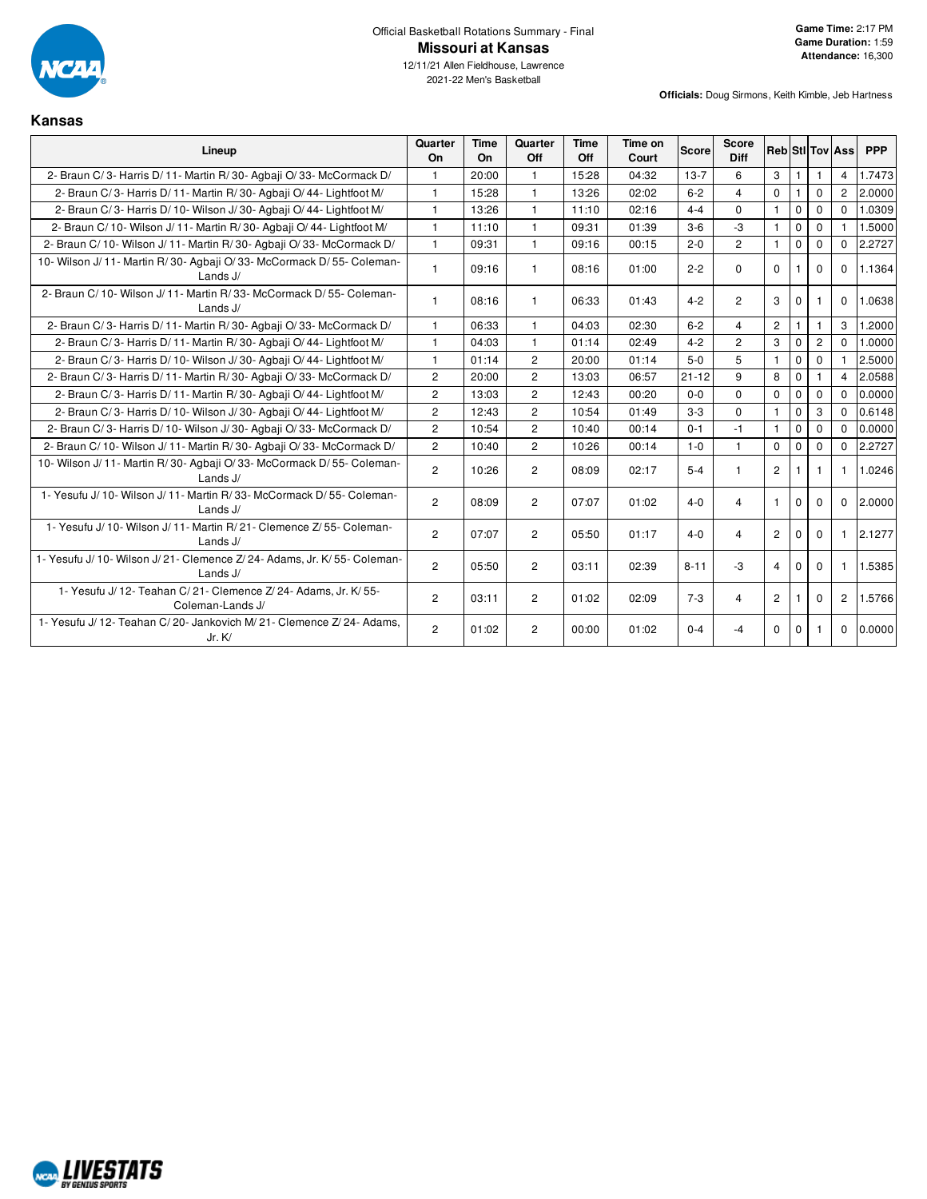Official Basketball Rotations Summary - Final

# Missouri at Kansas

12/11/21 Allen Fieldhouse, Lawrence

2021-22 Men's Basketball

**Game Time:** 2:17 PM
**Game Duration:** 1:59
**Attendance:** 16,300

**Officials:** Doug Sirmons, Keith Kimble, Jeb Hartness

## Kansas

| Lineup | Quarter On | Time On | Quarter Off | Time Off | Time on Court | Score | Score Diff | Reb | Stl | Tov | Ass | PPP |
|---|---|---|---|---|---|---|---|---|---|---|---|---|
| 2- Braun C/ 3- Harris D/ 11- Martin R/ 30- Agbaji O/ 33- McCormack D/ | 1 | 20:00 | 1 | 15:28 | 04:32 | 13-7 | 6 | 3 | 1 | 1 | 4 | 1.7473 |
| 2- Braun C/ 3- Harris D/ 11- Martin R/ 30- Agbaji O/ 44- Lightfoot M/ | 1 | 15:28 | 1 | 13:26 | 02:02 | 6-2 | 4 | 0 | 1 | 0 | 2 | 2.0000 |
| 2- Braun C/ 3- Harris D/ 10- Wilson J/ 30- Agbaji O/ 44- Lightfoot M/ | 1 | 13:26 | 1 | 11:10 | 02:16 | 4-4 | 0 | 1 | 0 | 0 | 0 | 1.0309 |
| 2- Braun C/ 10- Wilson J/ 11- Martin R/ 30- Agbaji O/ 44- Lightfoot M/ | 1 | 11:10 | 1 | 09:31 | 01:39 | 3-6 | -3 | 1 | 0 | 0 | 1 | 1.5000 |
| 2- Braun C/ 10- Wilson J/ 11- Martin R/ 30- Agbaji O/ 33- McCormack D/ | 1 | 09:31 | 1 | 09:16 | 00:15 | 2-0 | 2 | 1 | 0 | 0 | 0 | 2.2727 |
| 10- Wilson J/ 11- Martin R/ 30- Agbaji O/ 33- McCormack D/ 55- Coleman-Lands J/ | 1 | 09:16 | 1 | 08:16 | 01:00 | 2-2 | 0 | 0 | 1 | 0 | 0 | 1.1364 |
| 2- Braun C/ 10- Wilson J/ 11- Martin R/ 33- McCormack D/ 55- Coleman-Lands J/ | 1 | 08:16 | 1 | 06:33 | 01:43 | 4-2 | 2 | 3 | 0 | 1 | 0 | 1.0638 |
| 2- Braun C/ 3- Harris D/ 11- Martin R/ 30- Agbaji O/ 33- McCormack D/ | 1 | 06:33 | 1 | 04:03 | 02:30 | 6-2 | 4 | 2 | 1 | 1 | 3 | 1.2000 |
| 2- Braun C/ 3- Harris D/ 11- Martin R/ 30- Agbaji O/ 44- Lightfoot M/ | 1 | 04:03 | 1 | 01:14 | 02:49 | 4-2 | 2 | 3 | 0 | 2 | 0 | 1.0000 |
| 2- Braun C/ 3- Harris D/ 10- Wilson J/ 30- Agbaji O/ 44- Lightfoot M/ | 1 | 01:14 | 2 | 20:00 | 01:14 | 5-0 | 5 | 1 | 0 | 0 | 1 | 2.5000 |
| 2- Braun C/ 3- Harris D/ 11- Martin R/ 30- Agbaji O/ 33- McCormack D/ | 2 | 20:00 | 2 | 13:03 | 06:57 | 21-12 | 9 | 8 | 0 | 1 | 4 | 2.0588 |
| 2- Braun C/ 3- Harris D/ 11- Martin R/ 30- Agbaji O/ 44- Lightfoot M/ | 2 | 13:03 | 2 | 12:43 | 00:20 | 0-0 | 0 | 0 | 0 | 0 | 0 | 0.0000 |
| 2- Braun C/ 3- Harris D/ 10- Wilson J/ 30- Agbaji O/ 44- Lightfoot M/ | 2 | 12:43 | 2 | 10:54 | 01:49 | 3-3 | 0 | 1 | 0 | 3 | 0 | 0.6148 |
| 2- Braun C/ 3- Harris D/ 10- Wilson J/ 30- Agbaji O/ 33- McCormack D/ | 2 | 10:54 | 2 | 10:40 | 00:14 | 0-1 | -1 | 1 | 0 | 0 | 0 | 0.0000 |
| 2- Braun C/ 10- Wilson J/ 11- Martin R/ 30- Agbaji O/ 33- McCormack D/ | 2 | 10:40 | 2 | 10:26 | 00:14 | 1-0 | 1 | 0 | 0 | 0 | 0 | 2.2727 |
| 10- Wilson J/ 11- Martin R/ 30- Agbaji O/ 33- McCormack D/ 55- Coleman-Lands J/ | 2 | 10:26 | 2 | 08:09 | 02:17 | 5-4 | 1 | 2 | 1 | 1 | 1 | 1.0246 |
| 1- Yesufu J/ 10- Wilson J/ 11- Martin R/ 33- McCormack D/ 55- Coleman-Lands J/ | 2 | 08:09 | 2 | 07:07 | 01:02 | 4-0 | 4 | 1 | 0 | 0 | 0 | 2.0000 |
| 1- Yesufu J/ 10- Wilson J/ 11- Martin R/ 21- Clemence Z/ 55- Coleman-Lands J/ | 2 | 07:07 | 2 | 05:50 | 01:17 | 4-0 | 4 | 2 | 0 | 0 | 1 | 2.1277 |
| 1- Yesufu J/ 10- Wilson J/ 21- Clemence Z/ 24- Adams, Jr. K/ 55- Coleman-Lands J/ | 2 | 05:50 | 2 | 03:11 | 02:39 | 8-11 | -3 | 4 | 0 | 0 | 1 | 1.5385 |
| 1- Yesufu J/ 12- Teahan C/ 21- Clemence Z/ 24- Adams, Jr. K/ 55- Coleman-Lands J/ | 2 | 03:11 | 2 | 01:02 | 02:09 | 7-3 | 4 | 2 | 1 | 0 | 2 | 1.5766 |
| 1- Yesufu J/ 12- Teahan C/ 20- Jankovich M/ 21- Clemence Z/ 24- Adams, Jr. K/ | 2 | 01:02 | 2 | 00:00 | 01:02 | 0-4 | -4 | 0 | 0 | 1 | 0 | 0.0000 |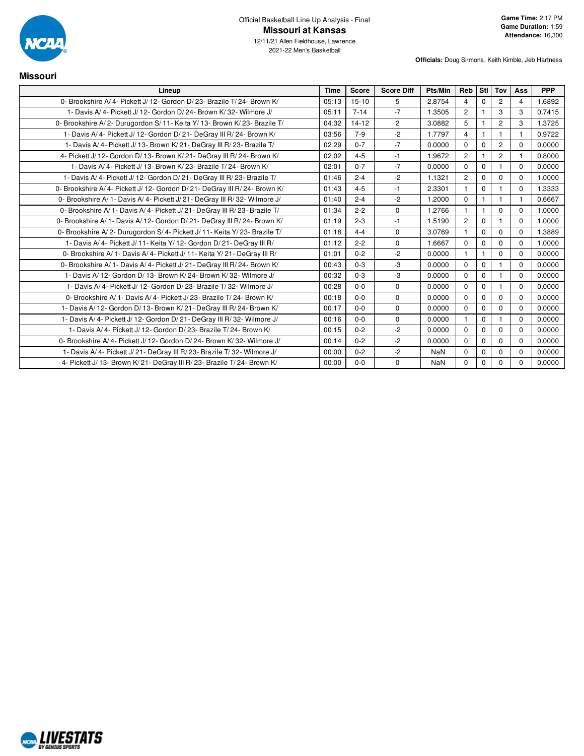Official Basketball Line Up Analysis - Final

# Missouri at Kansas

12/11/21 Allen Fieldhouse, Lawrence

2021-22 Men's Basketball

**Game Time:** 2:17 PM
**Game Duration:** 1:59
**Attendance:** 16,300

**Officials:** Doug Sirmons, Keith Kimble, Jeb Hartness

## Missouri

| Lineup | Time | Score | Score Diff | Pts/Min | Reb | Stl | Tov | Ass | PPP |
|---|---|---|---|---|---|---|---|---|---|
| 0- Brookshire A/ 4- Pickett J/ 12- Gordon D/ 23- Brazile T/ 24- Brown K/ | 05:13 | 15-10 | 5 | 2.8754 | 4 | 0 | 2 | 4 | 1.6892 |
| 1- Davis A/ 4- Pickett J/ 12- Gordon D/ 24- Brown K/ 32- Wilmore J/ | 05:11 | 7-14 | -7 | 1.3505 | 2 | 1 | 3 | 3 | 0.7415 |
| 0- Brookshire A/ 2- Durugordon S/ 11- Keita Y/ 13- Brown K/ 23- Brazile T/ | 04:32 | 14-12 | 2 | 3.0882 | 5 | 1 | 2 | 3 | 1.3725 |
| 1- Davis A/ 4- Pickett J/ 12- Gordon D/ 21- DeGray III R/ 24- Brown K/ | 03:56 | 7-9 | -2 | 1.7797 | 4 | 1 | 1 | 1 | 0.9722 |
| 1- Davis A/ 4- Pickett J/ 13- Brown K/ 21- DeGray III R/ 23- Brazile T/ | 02:29 | 0-7 | -7 | 0.0000 | 0 | 0 | 2 | 0 | 0.0000 |
| 4- Pickett J/ 12- Gordon D/ 13- Brown K/ 21- DeGray III R/ 24- Brown K/ | 02:02 | 4-5 | -1 | 1.9672 | 2 | 1 | 2 | 1 | 0.8000 |
| 1- Davis A/ 4- Pickett J/ 13- Brown K/ 23- Brazile T/ 24- Brown K/ | 02:01 | 0-7 | -7 | 0.0000 | 0 | 0 | 1 | 0 | 0.0000 |
| 1- Davis A/ 4- Pickett J/ 12- Gordon D/ 21- DeGray III R/ 23- Brazile T/ | 01:46 | 2-4 | -2 | 1.1321 | 2 | 0 | 0 | 0 | 1.0000 |
| 0- Brookshire A/ 4- Pickett J/ 12- Gordon D/ 21- DeGray III R/ 24- Brown K/ | 01:43 | 4-5 | -1 | 2.3301 | 1 | 0 | 1 | 0 | 1.3333 |
| 0- Brookshire A/ 1- Davis A/ 4- Pickett J/ 21- DeGray III R/ 32- Wilmore J/ | 01:40 | 2-4 | -2 | 1.2000 | 0 | 1 | 1 | 1 | 0.6667 |
| 0- Brookshire A/ 1- Davis A/ 4- Pickett J/ 21- DeGray III R/ 23- Brazile T/ | 01:34 | 2-2 | 0 | 1.2766 | 1 | 1 | 0 | 0 | 1.0000 |
| 0- Brookshire A/ 1- Davis A/ 12- Gordon D/ 21- DeGray III R/ 24- Brown K/ | 01:19 | 2-3 | -1 | 1.5190 | 2 | 0 | 1 | 0 | 1.0000 |
| 0- Brookshire A/ 2- Durugordon S/ 4- Pickett J/ 11- Keita Y/ 23- Brazile T/ | 01:18 | 4-4 | 0 | 3.0769 | 1 | 0 | 0 | 0 | 1.3889 |
| 1- Davis A/ 4- Pickett J/ 11- Keita Y/ 12- Gordon D/ 21- DeGray III R/ | 01:12 | 2-2 | 0 | 1.6667 | 0 | 0 | 0 | 0 | 1.0000 |
| 0- Brookshire A/ 1- Davis A/ 4- Pickett J/ 11- Keita Y/ 21- DeGray III R/ | 01:01 | 0-2 | -2 | 0.0000 | 1 | 1 | 0 | 0 | 0.0000 |
| 0- Brookshire A/ 1- Davis A/ 4- Pickett J/ 21- DeGray III R/ 24- Brown K/ | 00:43 | 0-3 | -3 | 0.0000 | 0 | 0 | 1 | 0 | 0.0000 |
| 1- Davis A/ 12- Gordon D/ 13- Brown K/ 24- Brown K/ 32- Wilmore J/ | 00:32 | 0-3 | -3 | 0.0000 | 0 | 0 | 1 | 0 | 0.0000 |
| 1- Davis A/ 4- Pickett J/ 12- Gordon D/ 23- Brazile T/ 32- Wilmore J/ | 00:28 | 0-0 | 0 | 0.0000 | 0 | 0 | 1 | 0 | 0.0000 |
| 0- Brookshire A/ 1- Davis A/ 4- Pickett J/ 23- Brazile T/ 24- Brown K/ | 00:18 | 0-0 | 0 | 0.0000 | 0 | 0 | 0 | 0 | 0.0000 |
| 1- Davis A/ 12- Gordon D/ 13- Brown K/ 21- DeGray III R/ 24- Brown K/ | 00:17 | 0-0 | 0 | 0.0000 | 0 | 0 | 0 | 0 | 0.0000 |
| 1- Davis A/ 4- Pickett J/ 12- Gordon D/ 21- DeGray III R/ 32- Wilmore J/ | 00:16 | 0-0 | 0 | 0.0000 | 1 | 0 | 1 | 0 | 0.0000 |
| 1- Davis A/ 4- Pickett J/ 12- Gordon D/ 23- Brazile T/ 24- Brown K/ | 00:15 | 0-2 | -2 | 0.0000 | 0 | 0 | 0 | 0 | 0.0000 |
| 0- Brookshire A/ 4- Pickett J/ 12- Gordon D/ 24- Brown K/ 32- Wilmore J/ | 00:14 | 0-2 | -2 | 0.0000 | 0 | 0 | 0 | 0 | 0.0000 |
| 1- Davis A/ 4- Pickett J/ 21- DeGray III R/ 23- Brazile T/ 32- Wilmore J/ | 00:00 | 0-2 | -2 | NaN | 0 | 0 | 0 | 0 | 0.0000 |
| 4- Pickett J/ 13- Brown K/ 21- DeGray III R/ 23- Brazile T/ 24- Brown K/ | 00:00 | 0-0 | 0 | NaN | 0 | 0 | 0 | 0 | 0.0000 |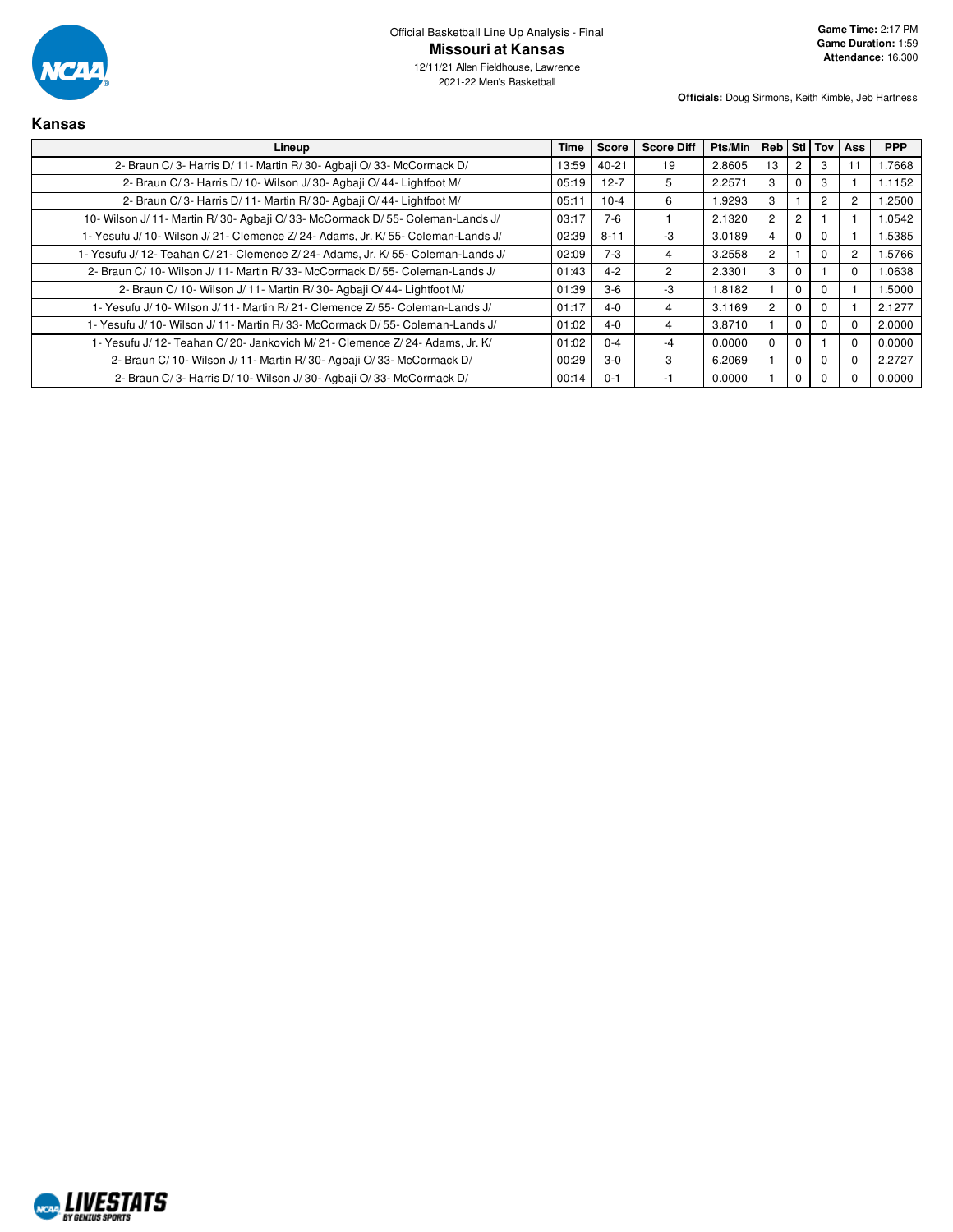Official Basketball Line Up Analysis - Final

# Missouri at Kansas

12/11/21 Allen Fieldhouse, Lawrence

2021-22 Men's Basketball

**Game Time:** 2:17 PM
**Game Duration:** 1:59
**Attendance:** 16,300

**Officials:** Doug Sirmons, Keith Kimble, Jeb Hartness

## Kansas

| Lineup | Time | Score | Score Diff | Pts/Min | Reb | Stl | Tov | Ass | PPP |
|---|---|---|---|---|---|---|---|---|---|
| 2- Braun C/ 3- Harris D/ 11- Martin R/ 30- Agbaji O/ 33- McCormack D/ | 13:59 | 40-21 | 19 | 2.8605 | 13 | 2 | 3 | 11 | 1.7668 |
| 2- Braun C/ 3- Harris D/ 10- Wilson J/ 30- Agbaji O/ 44- Lightfoot M/ | 05:19 | 12-7 | 5 | 2.2571 | 3 | 0 | 3 | 1 | 1.1152 |
| 2- Braun C/ 3- Harris D/ 11- Martin R/ 30- Agbaji O/ 44- Lightfoot M/ | 05:11 | 10-4 | 6 | 1.9293 | 3 | 1 | 2 | 2 | 1.2500 |
| 10- Wilson J/ 11- Martin R/ 30- Agbaji O/ 33- McCormack D/ 55- Coleman-Lands J/ | 03:17 | 7-6 | 1 | 2.1320 | 2 | 2 | 1 | 1 | 1.0542 |
| 1- Yesufu J/ 10- Wilson J/ 21- Clemence Z/ 24- Adams, Jr. K/ 55- Coleman-Lands J/ | 02:39 | 8-11 | -3 | 3.0189 | 4 | 0 | 0 | 1 | 1.5385 |
| 1- Yesufu J/ 12- Teahan C/ 21- Clemence Z/ 24- Adams, Jr. K/ 55- Coleman-Lands J/ | 02:09 | 7-3 | 4 | 3.2558 | 2 | 1 | 0 | 2 | 1.5766 |
| 2- Braun C/ 10- Wilson J/ 11- Martin R/ 33- McCormack D/ 55- Coleman-Lands J/ | 01:43 | 4-2 | 2 | 2.3301 | 3 | 0 | 1 | 0 | 1.0638 |
| 2- Braun C/ 10- Wilson J/ 11- Martin R/ 30- Agbaji O/ 44- Lightfoot M/ | 01:39 | 3-6 | -3 | 1.8182 | 1 | 0 | 0 | 1 | 1.5000 |
| 1- Yesufu J/ 10- Wilson J/ 11- Martin R/ 21- Clemence Z/ 55- Coleman-Lands J/ | 01:17 | 4-0 | 4 | 3.1169 | 2 | 0 | 0 | 1 | 2.1277 |
| 1- Yesufu J/ 10- Wilson J/ 11- Martin R/ 33- McCormack D/ 55- Coleman-Lands J/ | 01:02 | 4-0 | 4 | 3.8710 | 1 | 0 | 0 | 0 | 2.0000 |
| 1- Yesufu J/ 12- Teahan C/ 20- Jankovich M/ 21- Clemence Z/ 24- Adams, Jr. K/ | 01:02 | 0-4 | -4 | 0.0000 | 0 | 0 | 1 | 0 | 0.0000 |
| 2- Braun C/ 10- Wilson J/ 11- Martin R/ 30- Agbaji O/ 33- McCormack D/ | 00:29 | 3-0 | 3 | 6.2069 | 1 | 0 | 0 | 0 | 2.2727 |
| 2- Braun C/ 3- Harris D/ 10- Wilson J/ 30- Agbaji O/ 33- McCormack D/ | 00:14 | 0-1 | -1 | 0.0000 | 1 | 0 | 0 | 0 | 0.0000 |